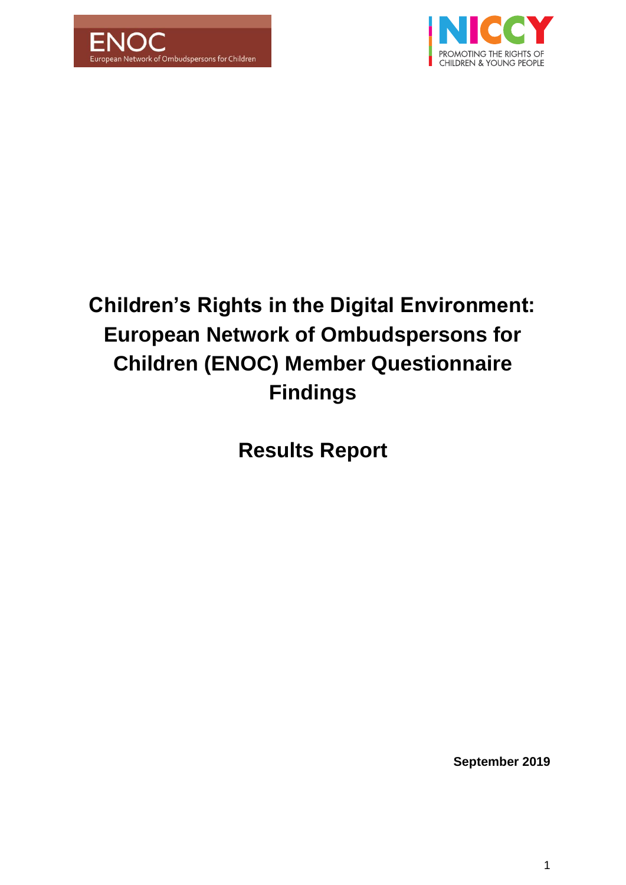# Children's Rights in the Digital Environment: European Network of Ombudspersons for Children (ENOC) Member Questionnaire Findings

## Results Report

**September 2019**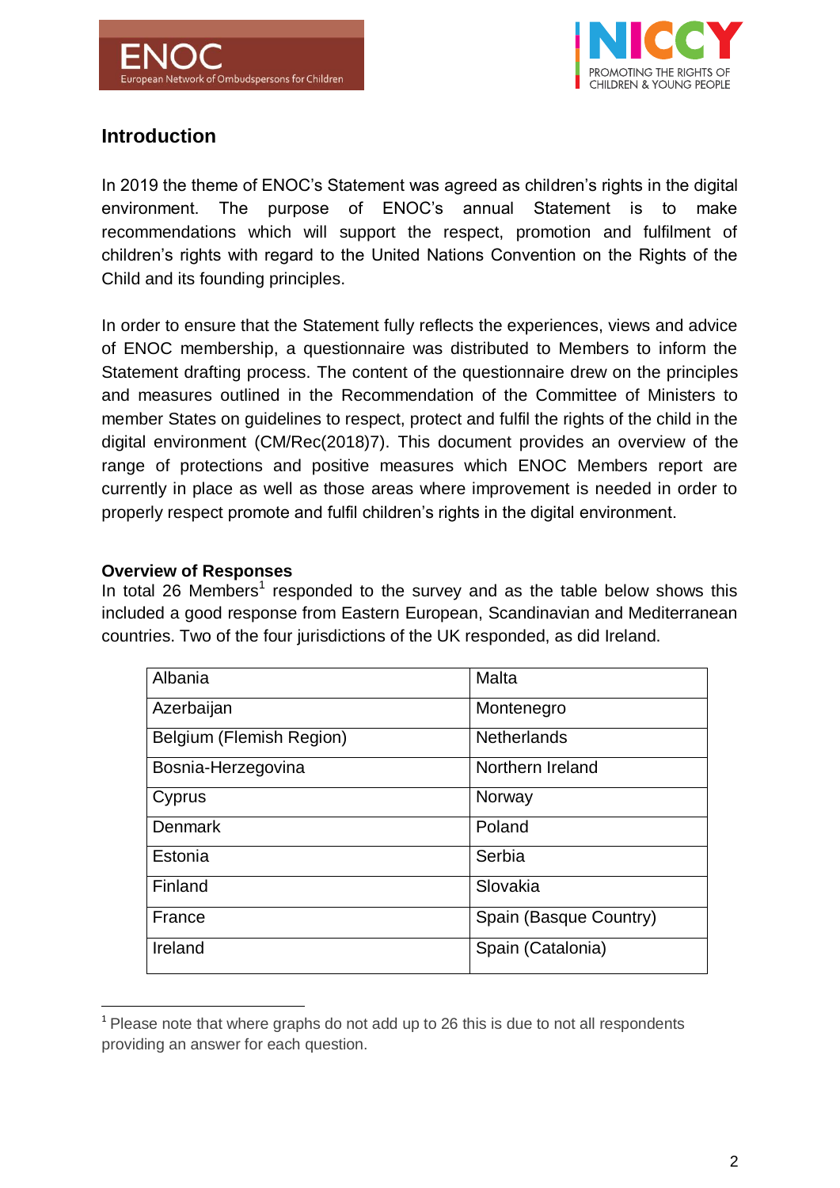## Introduction

In 2019 the theme of ENOC's Statement was agreed as children's rights in the digital environment. The purpose of ENOC's annual Statement is to make recommendations which will support the respect, promotion and fulfilment of children's rights with regard to the United Nations Convention on the Rights of the Child and its founding principles.

In order to ensure that the Statement fully reflects the experiences, views and advice of ENOC membership, a questionnaire was distributed to Members to inform the Statement drafting process. The content of the questionnaire drew on the principles and measures outlined in the Recommendation of the Committee of Ministers to member States on guidelines to respect, protect and fulfil the rights of the child in the digital environment (CM/Rec(2018)7). This document provides an overview of the range of protections and positive measures which ENOC Members report are currently in place as well as those areas where improvement is needed in order to properly respect promote and fulfil children's rights in the digital environment.

**Overview of Responses**

In total 26 Members[1] responded to the survey and as the table below shows this included a good response from Eastern European, Scandinavian and Mediterranean countries. Two of the four jurisdictions of the UK responded, as did Ireland.

| | |
|---|---|
| Albania | Malta |
| Azerbaijan | Montenegro |
| Belgium (Flemish Region) | Netherlands |
| Bosnia-Herzegovina | Northern Ireland |
| Cyprus | Norway |
| Denmark | Poland |
| Estonia | Serbia |
| Finland | Slovakia |
| France | Spain (Basque Country) |
| Ireland | Spain (Catalonia) |

[1] Please note that where graphs do not add up to 26 this is due to not all respondents providing an answer for each question.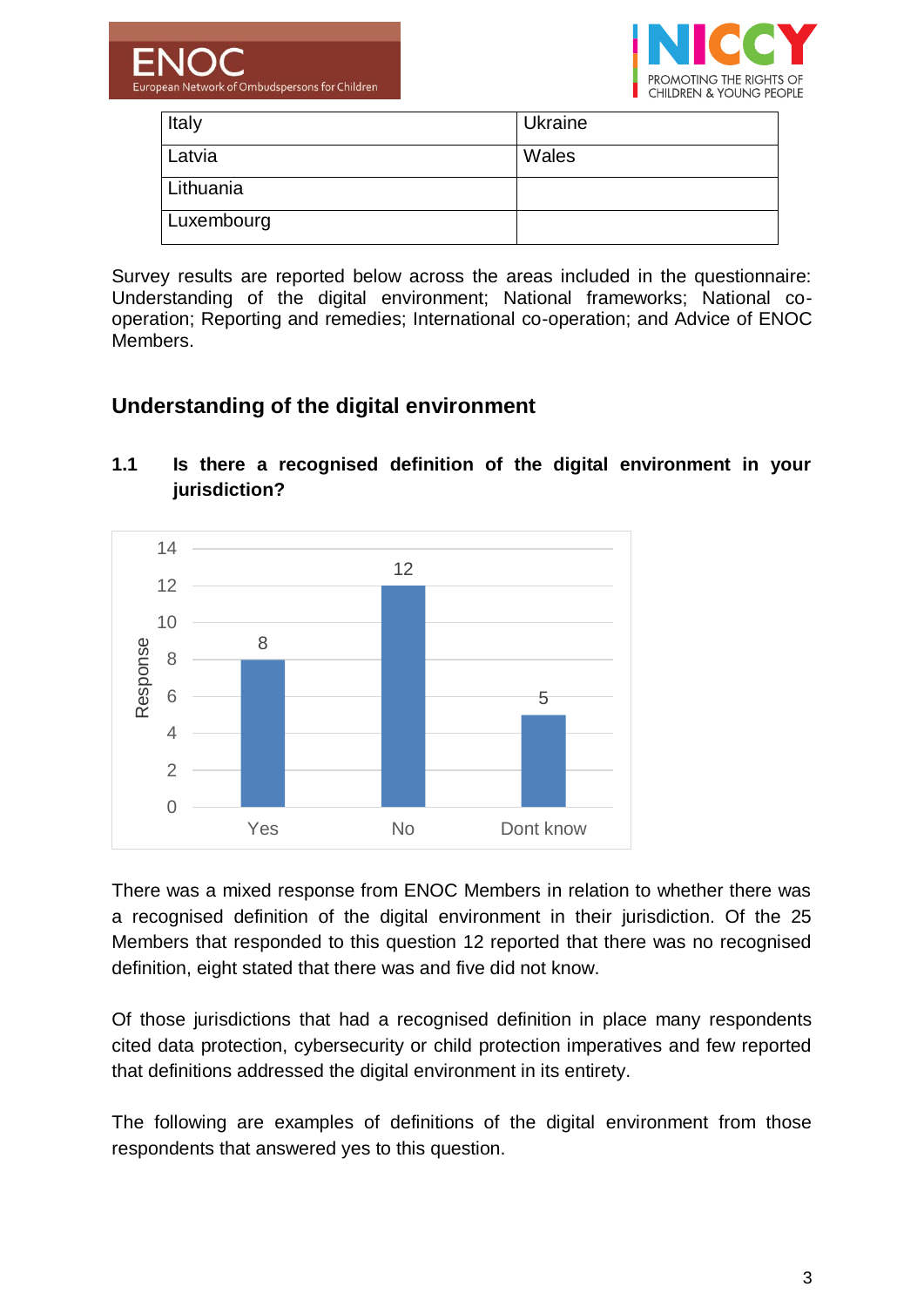| Italy | Ukraine |
|---|---|
| Latvia | Wales |
| Lithuania | |
| Luxembourg | |

Survey results are reported below across the areas included in the questionnaire: Understanding of the digital environment; National frameworks; National co-operation; Reporting and remedies; International co-operation; and Advice of ENOC Members.

## Understanding of the digital environment

### 1.1 Is there a recognised definition of the digital environment in your jurisdiction?

| Response | Count |
|---|---|
| Yes | 8 |
| No | 12 |
| Dont know | 5 |

There was a mixed response from ENOC Members in relation to whether there was a recognised definition of the digital environment in their jurisdiction. Of the 25 Members that responded to this question 12 reported that there was no recognised definition, eight stated that there was and five did not know.

Of those jurisdictions that had a recognised definition in place many respondents cited data protection, cybersecurity or child protection imperatives and few reported that definitions addressed the digital environment in its entirety.

The following are examples of definitions of the digital environment from those respondents that answered yes to this question.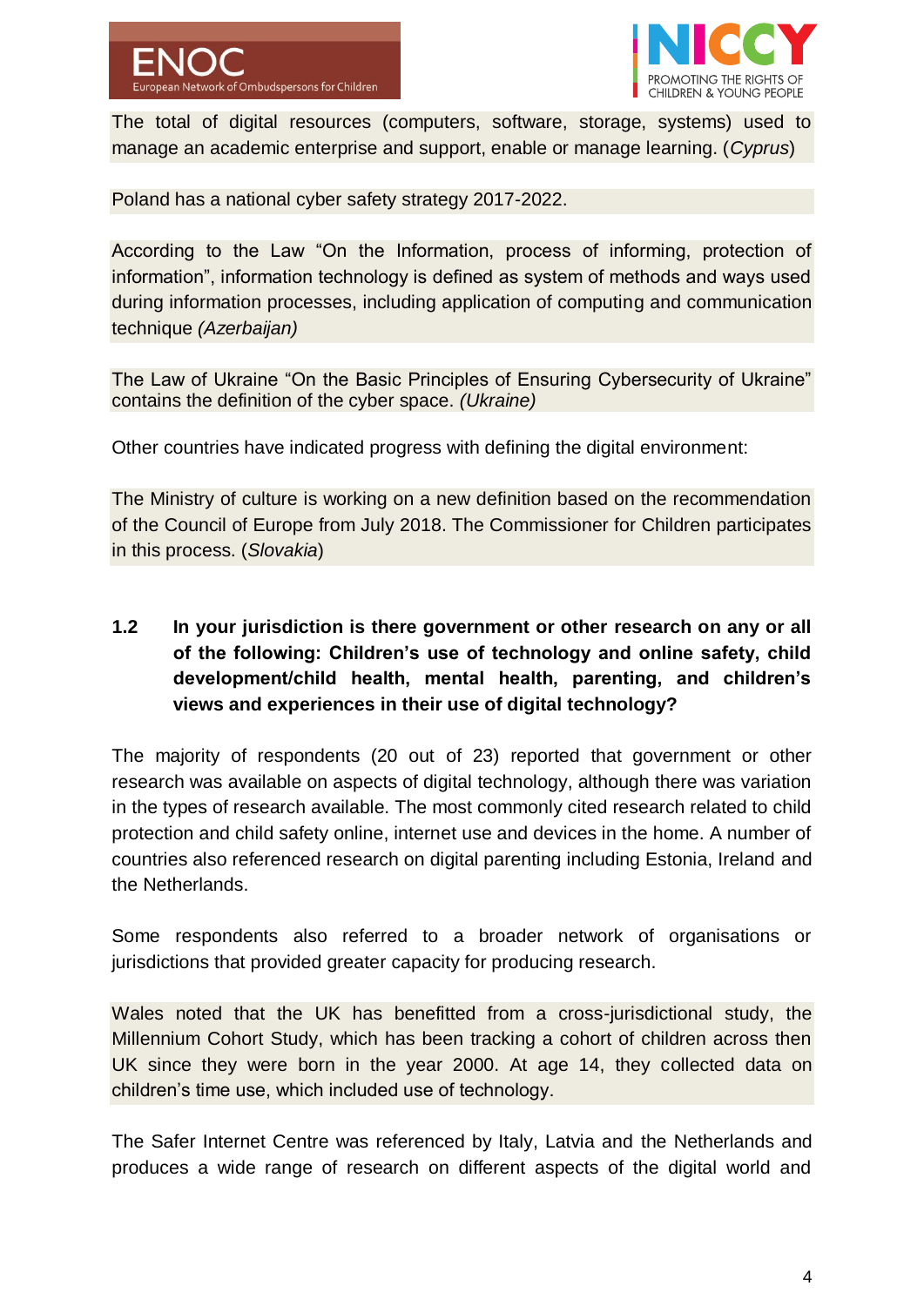The total of digital resources (computers, software, storage, systems) used to manage an academic enterprise and support, enable or manage learning. (*Cyprus*)

Poland has a national cyber safety strategy 2017-2022.

According to the Law "On the Information, process of informing, protection of information", information technology is defined as system of methods and ways used during information processes, including application of computing and communication technique *(Azerbaijan)*

The Law of Ukraine "On the Basic Principles of Ensuring Cybersecurity of Ukraine" contains the definition of the cyber space. *(Ukraine)*

Other countries have indicated progress with defining the digital environment:

The Ministry of culture is working on a new definition based on the recommendation of the Council of Europe from July 2018. The Commissioner for Children participates in this process. (*Slovakia*)

### 1.2 In your jurisdiction is there government or other research on any or all of the following: Children's use of technology and online safety, child development/child health, mental health, parenting, and children's views and experiences in their use of digital technology?

The majority of respondents (20 out of 23) reported that government or other research was available on aspects of digital technology, although there was variation in the types of research available. The most commonly cited research related to child protection and child safety online, internet use and devices in the home. A number of countries also referenced research on digital parenting including Estonia, Ireland and the Netherlands.

Some respondents also referred to a broader network of organisations or jurisdictions that provided greater capacity for producing research.

Wales noted that the UK has benefitted from a cross-jurisdictional study, the Millennium Cohort Study, which has been tracking a cohort of children across then UK since they were born in the year 2000. At age 14, they collected data on children's time use, which included use of technology.

The Safer Internet Centre was referenced by Italy, Latvia and the Netherlands and produces a wide range of research on different aspects of the digital world and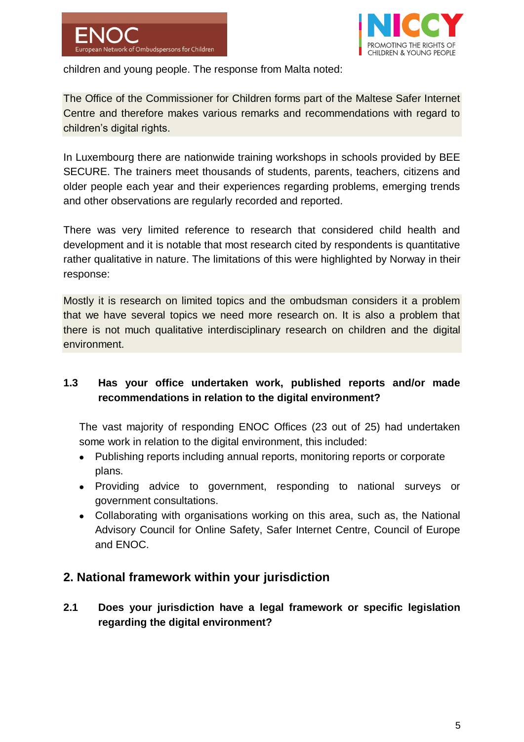children and young people. The response from Malta noted:

> The Office of the Commissioner for Children forms part of the Maltese Safer Internet Centre and therefore makes various remarks and recommendations with regard to children's digital rights.

In Luxembourg there are nationwide training workshops in schools provided by BEE SECURE. The trainers meet thousands of students, parents, teachers, citizens and older people each year and their experiences regarding problems, emerging trends and other observations are regularly recorded and reported.

There was very limited reference to research that considered child health and development and it is notable that most research cited by respondents is quantitative rather qualitative in nature. The limitations of this were highlighted by Norway in their response:

> Mostly it is research on limited topics and the ombudsman considers it a problem that we have several topics we need more research on. It is also a problem that there is not much qualitative interdisciplinary research on children and the digital environment.

### 1.3 Has your office undertaken work, published reports and/or made recommendations in relation to the digital environment?

The vast majority of responding ENOC Offices (23 out of 25) had undertaken some work in relation to the digital environment, this included:

- Publishing reports including annual reports, monitoring reports or corporate plans.
- Providing advice to government, responding to national surveys or government consultations.
- Collaborating with organisations working on this area, such as, the National Advisory Council for Online Safety, Safer Internet Centre, Council of Europe and ENOC.

## 2. National framework within your jurisdiction

### 2.1 Does your jurisdiction have a legal framework or specific legislation regarding the digital environment?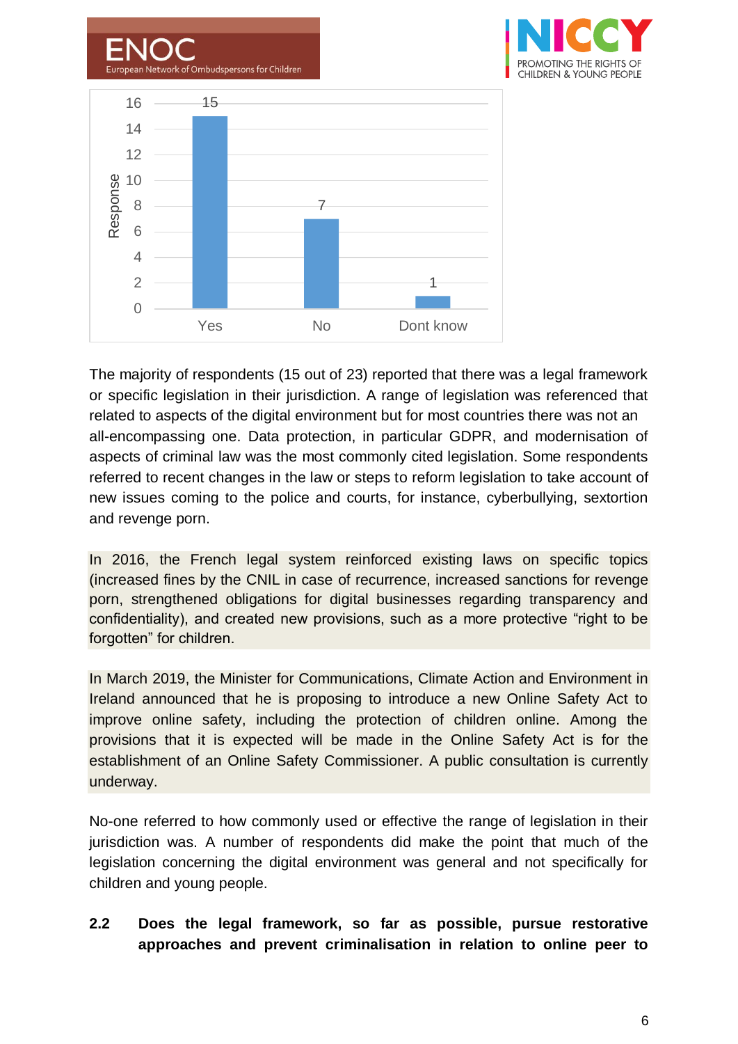| Response | Yes | No | Dont know |
|---|---|---|---|
| Count | 15 | 7 | 1 |

The majority of respondents (15 out of 23) reported that there was a legal framework or specific legislation in their jurisdiction. A range of legislation was referenced that related to aspects of the digital environment but for most countries there was not an all-encompassing one. Data protection, in particular GDPR, and modernisation of aspects of criminal law was the most commonly cited legislation. Some respondents referred to recent changes in the law or steps to reform legislation to take account of new issues coming to the police and courts, for instance, cyberbullying, sextortion and revenge porn.

In 2016, the French legal system reinforced existing laws on specific topics (increased fines by the CNIL in case of recurrence, increased sanctions for revenge porn, strengthened obligations for digital businesses regarding transparency and confidentiality), and created new provisions, such as a more protective "right to be forgotten" for children.

In March 2019, the Minister for Communications, Climate Action and Environment in Ireland announced that he is proposing to introduce a new Online Safety Act to improve online safety, including the protection of children online. Among the provisions that it is expected will be made in the Online Safety Act is for the establishment of an Online Safety Commissioner. A public consultation is currently underway.

No-one referred to how commonly used or effective the range of legislation in their jurisdiction was. A number of respondents did make the point that much of the legislation concerning the digital environment was general and not specifically for children and young people.

### 2.2 Does the legal framework, so far as possible, pursue restorative approaches and prevent criminalisation in relation to online peer to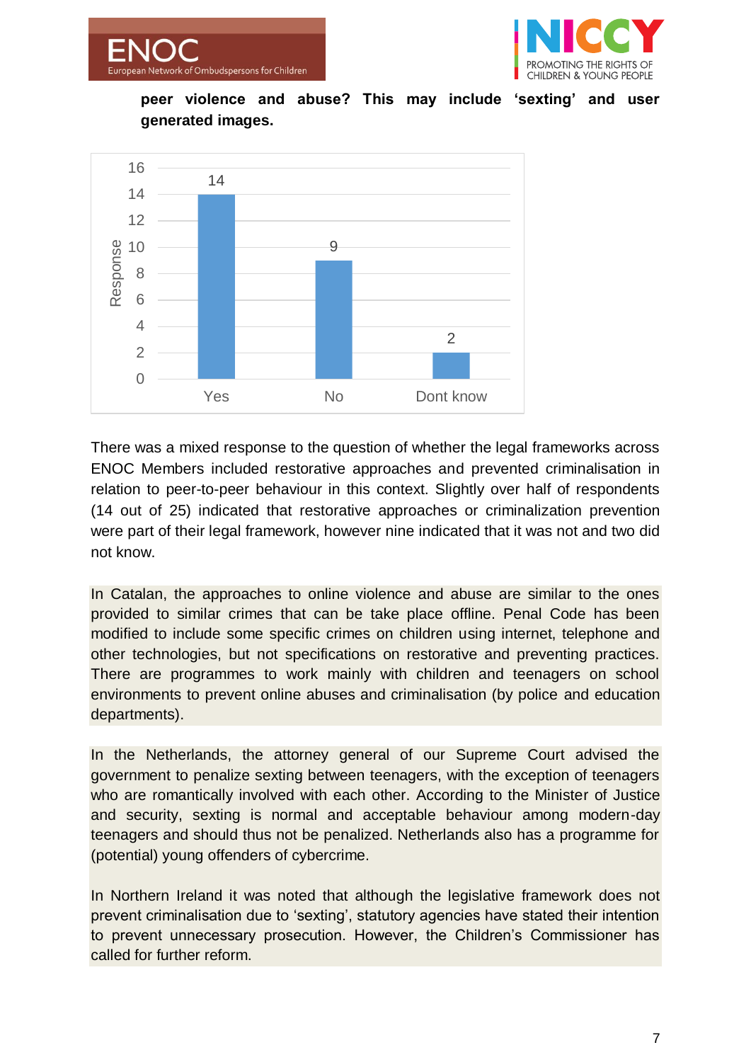**peer violence and abuse? This may include 'sexting' and user generated images.**

| Response | Count |
|---|---|
| Yes | 14 |
| No | 9 |
| Dont know | 2 |

There was a mixed response to the question of whether the legal frameworks across ENOC Members included restorative approaches and prevented criminalisation in relation to peer-to-peer behaviour in this context. Slightly over half of respondents (14 out of 25) indicated that restorative approaches or criminalization prevention were part of their legal framework, however nine indicated that it was not and two did not know.

In Catalan, the approaches to online violence and abuse are similar to the ones provided to similar crimes that can be take place offline. Penal Code has been modified to include some specific crimes on children using internet, telephone and other technologies, but not specifications on restorative and preventing practices. There are programmes to work mainly with children and teenagers on school environments to prevent online abuses and criminalisation (by police and education departments).

In the Netherlands, the attorney general of our Supreme Court advised the government to penalize sexting between teenagers, with the exception of teenagers who are romantically involved with each other. According to the Minister of Justice and security, sexting is normal and acceptable behaviour among modern-day teenagers and should thus not be penalized. Netherlands also has a programme for (potential) young offenders of cybercrime.

In Northern Ireland it was noted that although the legislative framework does not prevent criminalisation due to 'sexting', statutory agencies have stated their intention to prevent unnecessary prosecution. However, the Children's Commissioner has called for further reform.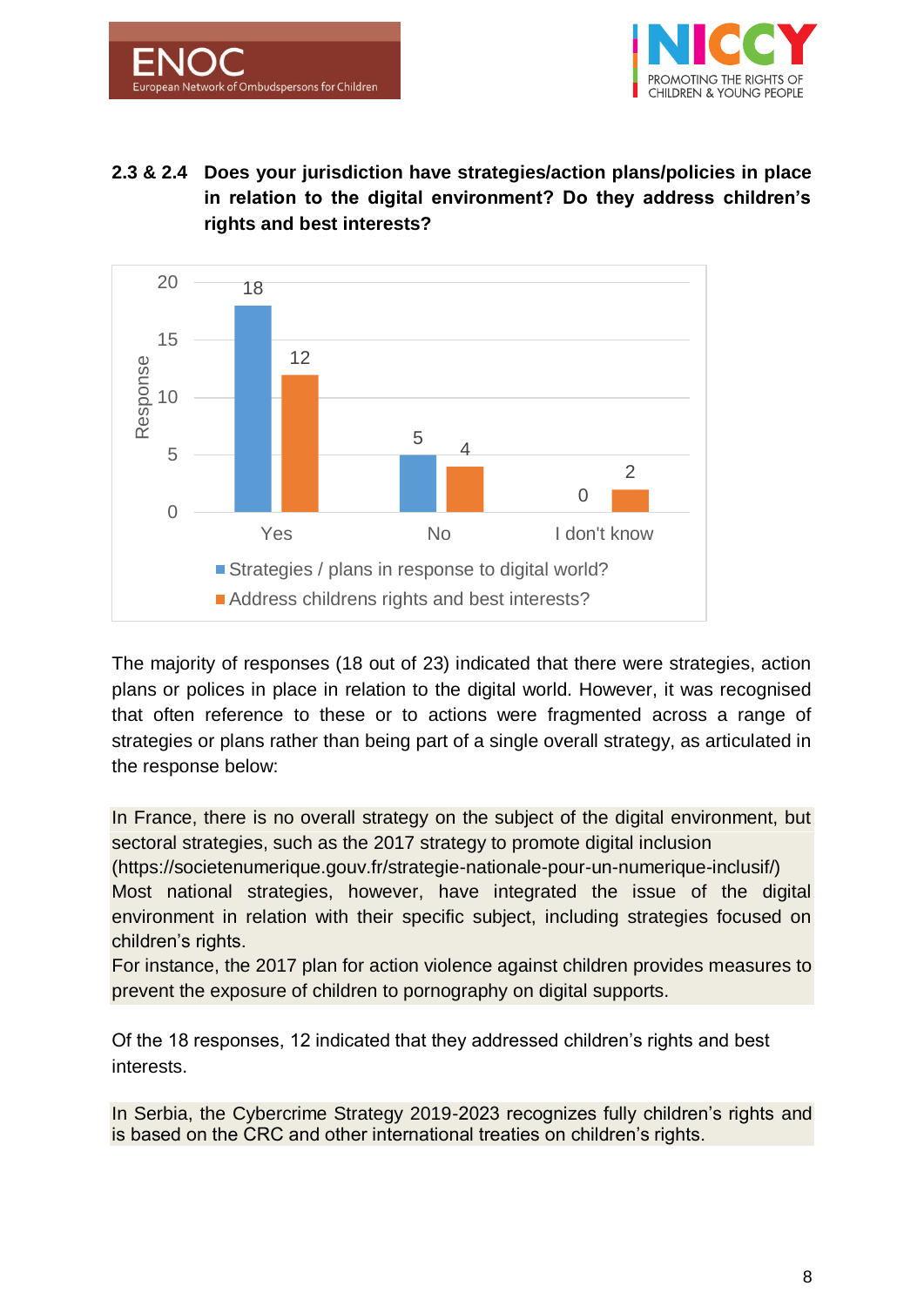### 2.3 & 2.4 Does your jurisdiction have strategies/action plans/policies in place in relation to the digital environment? Do they address children's rights and best interests?

| Response | Strategies / plans in response to digital world? | Address childrens rights and best interests? |
|---|---|---|
| Yes | 18 | 12 |
| No | 5 | 4 |
| I don't know | 0 | 2 |

The majority of responses (18 out of 23) indicated that there were strategies, action plans or polices in place in relation to the digital world. However, it was recognised that often reference to these or to actions were fragmented across a range of strategies or plans rather than being part of a single overall strategy, as articulated in the response below:

In France, there is no overall strategy on the subject of the digital environment, but sectoral strategies, such as the 2017 strategy to promote digital inclusion (https://societenumerique.gouv.fr/strategie-nationale-pour-un-numerique-inclusif/)
Most national strategies, however, have integrated the issue of the digital environment in relation with their specific subject, including strategies focused on children's rights.
For instance, the 2017 plan for action violence against children provides measures to prevent the exposure of children to pornography on digital supports.

Of the 18 responses, 12 indicated that they addressed children's rights and best interests.

In Serbia, the Cybercrime Strategy 2019-2023 recognizes fully children's rights and is based on the CRC and other international treaties on children's rights.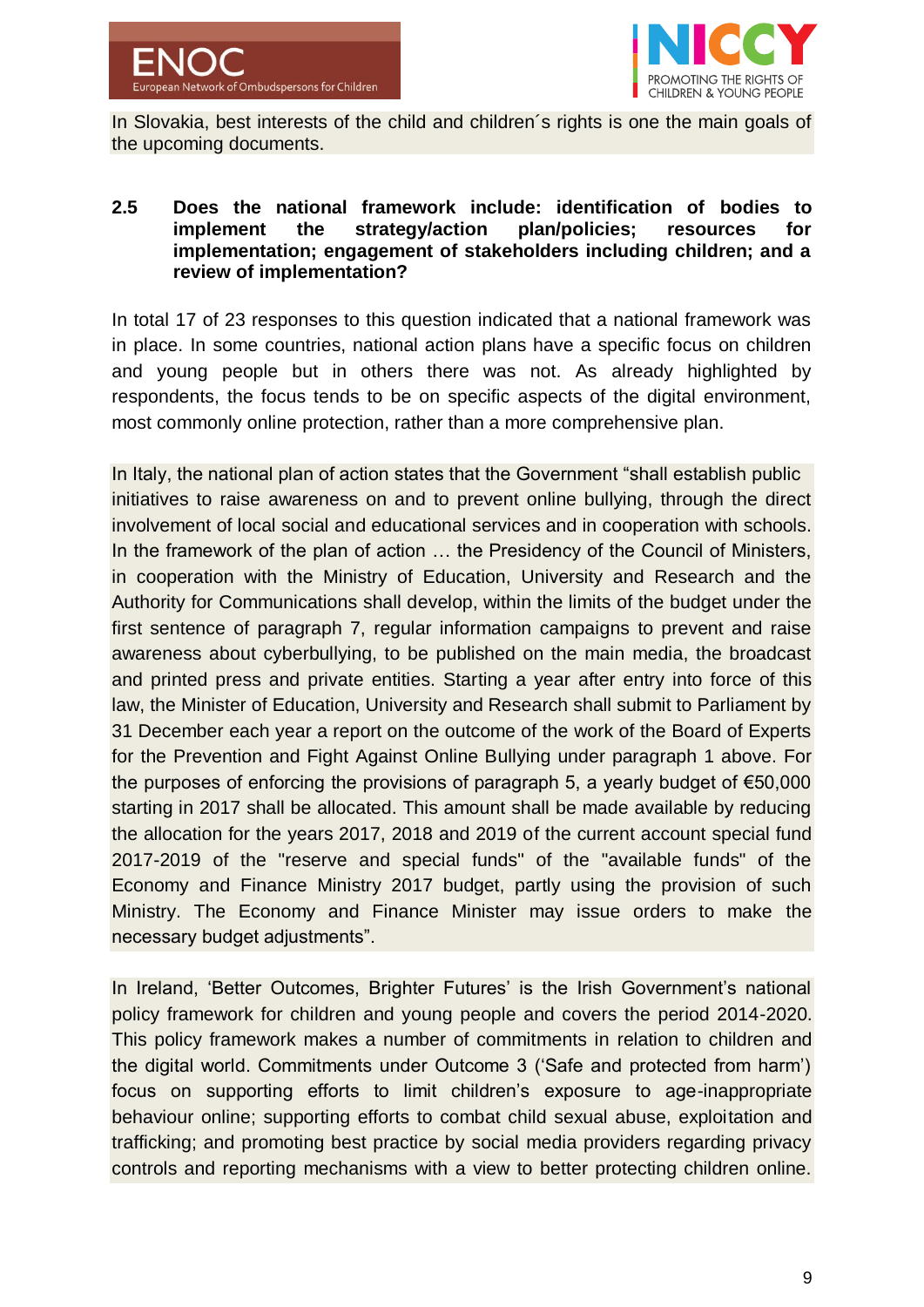In Slovakia, best interests of the child and children´s rights is one the main goals of the upcoming documents.

**2.5 Does the national framework include: identification of bodies to implement the strategy/action plan/policies; resources for implementation; engagement of stakeholders including children; and a review of implementation?**

In total 17 of 23 responses to this question indicated that a national framework was in place. In some countries, national action plans have a specific focus on children and young people but in others there was not. As already highlighted by respondents, the focus tends to be on specific aspects of the digital environment, most commonly online protection, rather than a more comprehensive plan.

In Italy, the national plan of action states that the Government "shall establish public initiatives to raise awareness on and to prevent online bullying, through the direct involvement of local social and educational services and in cooperation with schools. In the framework of the plan of action … the Presidency of the Council of Ministers, in cooperation with the Ministry of Education, University and Research and the Authority for Communications shall develop, within the limits of the budget under the first sentence of paragraph 7, regular information campaigns to prevent and raise awareness about cyberbullying, to be published on the main media, the broadcast and printed press and private entities. Starting a year after entry into force of this law, the Minister of Education, University and Research shall submit to Parliament by 31 December each year a report on the outcome of the work of the Board of Experts for the Prevention and Fight Against Online Bullying under paragraph 1 above. For the purposes of enforcing the provisions of paragraph 5, a yearly budget of €50,000 starting in 2017 shall be allocated. This amount shall be made available by reducing the allocation for the years 2017, 2018 and 2019 of the current account special fund 2017-2019 of the "reserve and special funds" of the "available funds" of the Economy and Finance Ministry 2017 budget, partly using the provision of such Ministry. The Economy and Finance Minister may issue orders to make the necessary budget adjustments".

In Ireland, 'Better Outcomes, Brighter Futures' is the Irish Government's national policy framework for children and young people and covers the period 2014-2020. This policy framework makes a number of commitments in relation to children and the digital world. Commitments under Outcome 3 ('Safe and protected from harm') focus on supporting efforts to limit children's exposure to age-inappropriate behaviour online; supporting efforts to combat child sexual abuse, exploitation and trafficking; and promoting best practice by social media providers regarding privacy controls and reporting mechanisms with a view to better protecting children online.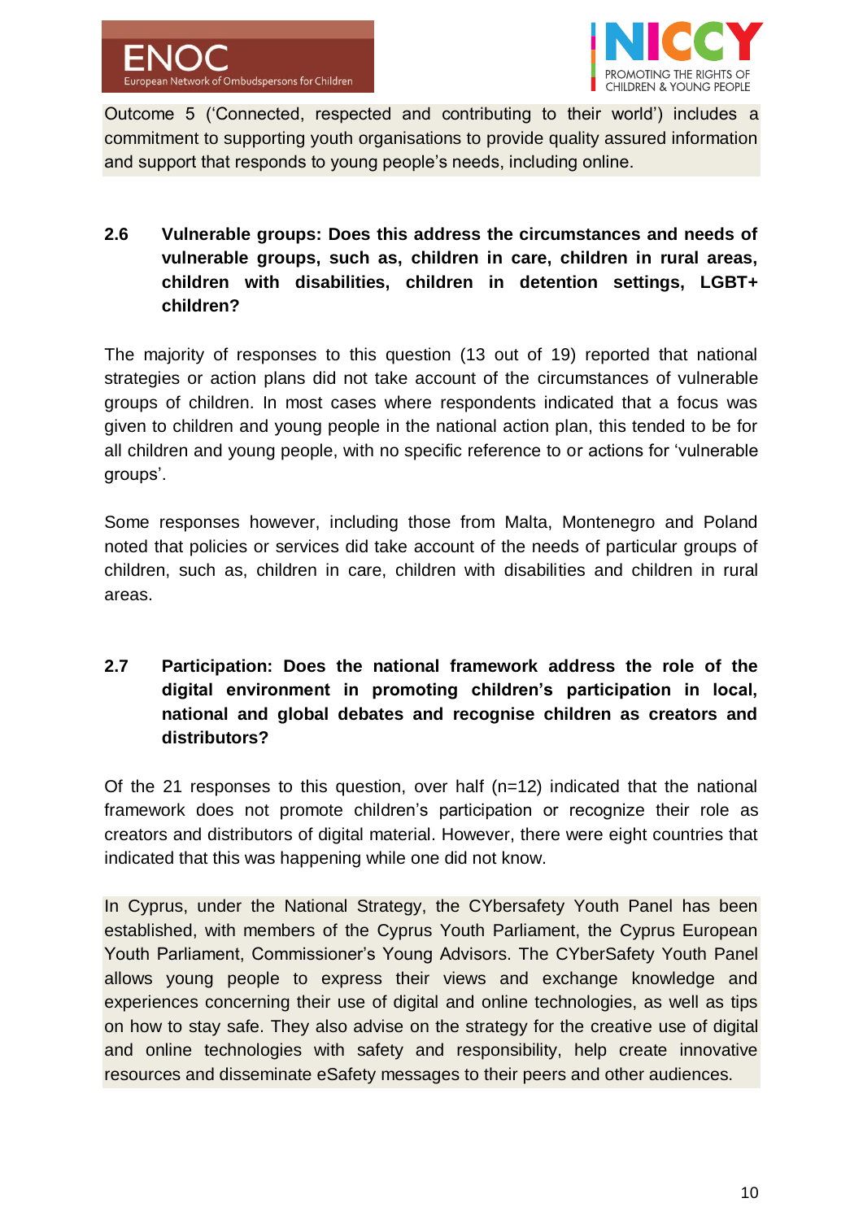Outcome 5 ('Connected, respected and contributing to their world') includes a commitment to supporting youth organisations to provide quality assured information and support that responds to young people's needs, including online.

### 2.6 Vulnerable groups: Does this address the circumstances and needs of vulnerable groups, such as, children in care, children in rural areas, children with disabilities, children in detention settings, LGBT+ children?

The majority of responses to this question (13 out of 19) reported that national strategies or action plans did not take account of the circumstances of vulnerable groups of children. In most cases where respondents indicated that a focus was given to children and young people in the national action plan, this tended to be for all children and young people, with no specific reference to or actions for 'vulnerable groups'.

Some responses however, including those from Malta, Montenegro and Poland noted that policies or services did take account of the needs of particular groups of children, such as, children in care, children with disabilities and children in rural areas.

### 2.7 Participation: Does the national framework address the role of the digital environment in promoting children's participation in local, national and global debates and recognise children as creators and distributors?

Of the 21 responses to this question, over half (n=12) indicated that the national framework does not promote children's participation or recognize their role as creators and distributors of digital material. However, there were eight countries that indicated that this was happening while one did not know.

In Cyprus, under the National Strategy, the CYbersafety Youth Panel has been established, with members of the Cyprus Youth Parliament, the Cyprus European Youth Parliament, Commissioner's Young Advisors. The CYberSafety Youth Panel allows young people to express their views and exchange knowledge and experiences concerning their use of digital and online technologies, as well as tips on how to stay safe. They also advise on the strategy for the creative use of digital and online technologies with safety and responsibility, help create innovative resources and disseminate eSafety messages to their peers and other audiences.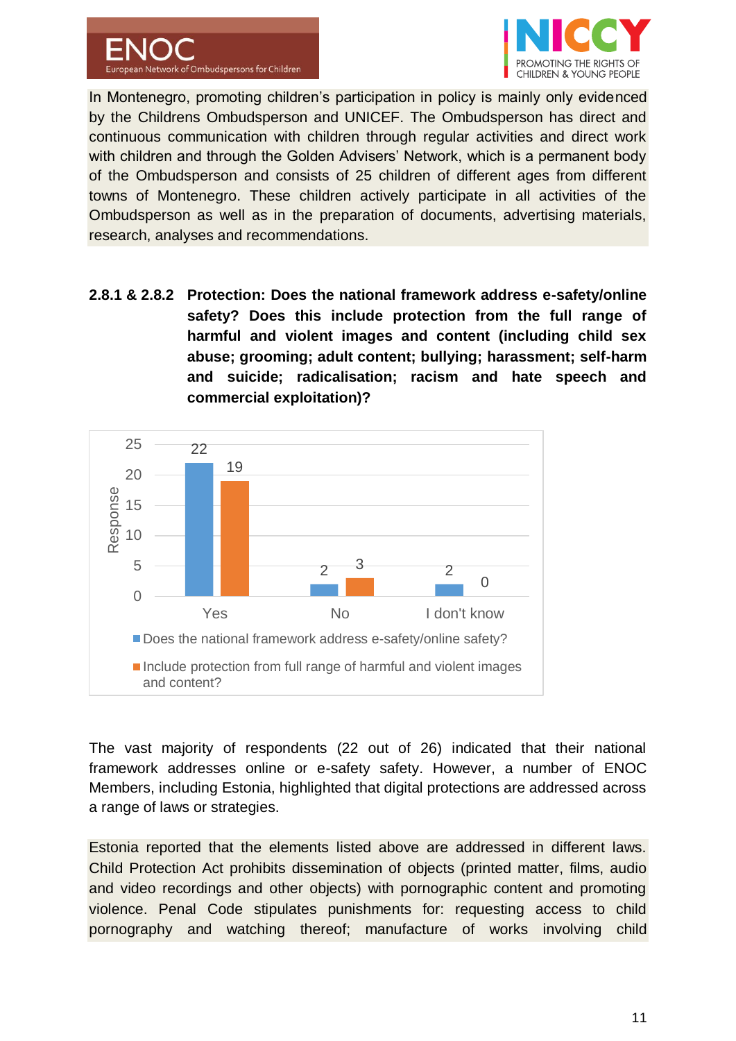In Montenegro, promoting children's participation in policy is mainly only evidenced by the Childrens Ombudsperson and UNICEF. The Ombudsperson has direct and continuous communication with children through regular activities and direct work with children and through the Golden Advisers' Network, which is a permanent body of the Ombudsperson and consists of 25 children of different ages from different towns of Montenegro. These children actively participate in all activities of the Ombudsperson as well as in the preparation of documents, advertising materials, research, analyses and recommendations.

**2.8.1 & 2.8.2 Protection: Does the national framework address e-safety/online safety? Does this include protection from the full range of harmful and violent images and content (including child sex abuse; grooming; adult content; bullying; harassment; self-harm and suicide; radicalisation; racism and hate speech and commercial exploitation)?**

| Response | Yes | No | I don't know |
|---|---|---|---|
| Does the national framework address e-safety/online safety? | 22 | 2 | 2 |
| Include protection from full range of harmful and violent images and content? | 19 | 3 | 0 |

The vast majority of respondents (22 out of 26) indicated that their national framework addresses online or e-safety safety. However, a number of ENOC Members, including Estonia, highlighted that digital protections are addressed across a range of laws or strategies.

Estonia reported that the elements listed above are addressed in different laws. Child Protection Act prohibits dissemination of objects (printed matter, films, audio and video recordings and other objects) with pornographic content and promoting violence. Penal Code stipulates punishments for: requesting access to child pornography and watching thereof; manufacture of works involving child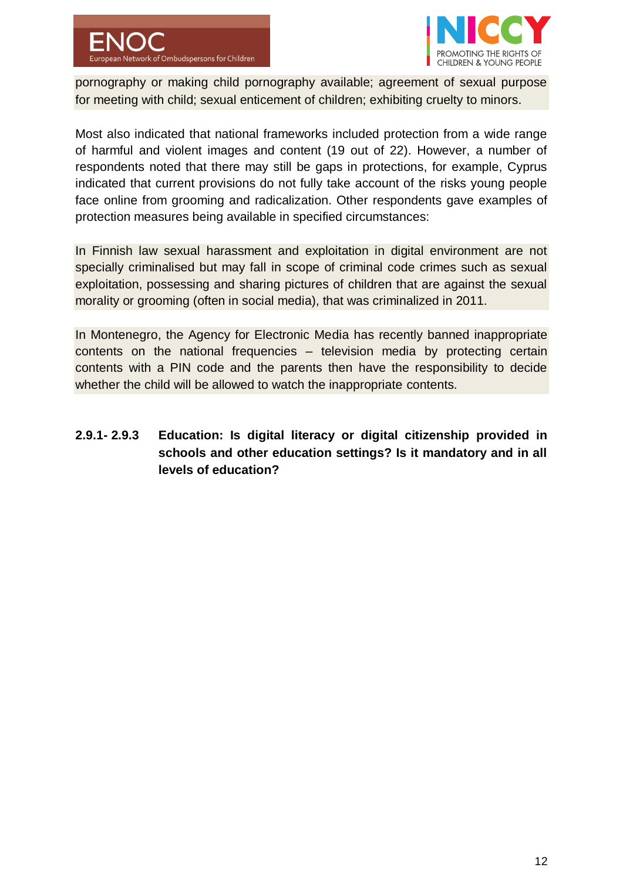pornography or making child pornography available; agreement of sexual purpose for meeting with child; sexual enticement of children; exhibiting cruelty to minors.

Most also indicated that national frameworks included protection from a wide range of harmful and violent images and content (19 out of 22). However, a number of respondents noted that there may still be gaps in protections, for example, Cyprus indicated that current provisions do not fully take account of the risks young people face online from grooming and radicalization. Other respondents gave examples of protection measures being available in specified circumstances:

In Finnish law sexual harassment and exploitation in digital environment are not specially criminalised but may fall in scope of criminal code crimes such as sexual exploitation, possessing and sharing pictures of children that are against the sexual morality or grooming (often in social media), that was criminalized in 2011.

In Montenegro, the Agency for Electronic Media has recently banned inappropriate contents on the national frequencies – television media by protecting certain contents with a PIN code and the parents then have the responsibility to decide whether the child will be allowed to watch the inappropriate contents.

### 2.9.1- 2.9.3 Education: Is digital literacy or digital citizenship provided in schools and other education settings? Is it mandatory and in all levels of education?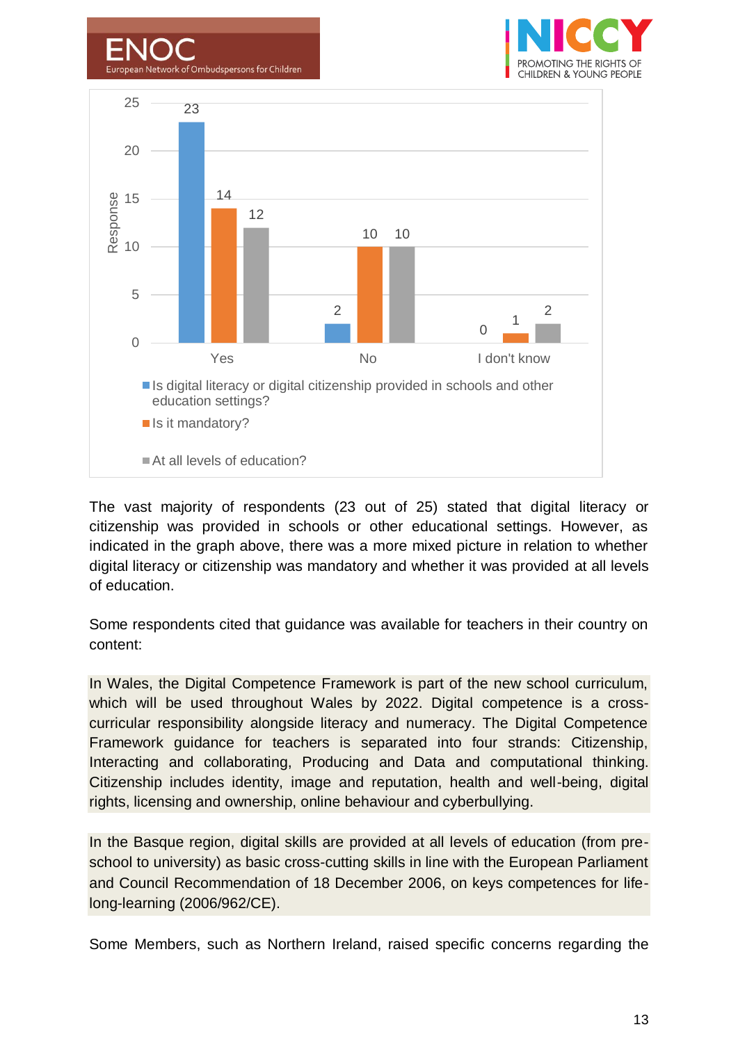| Response | Is digital literacy or digital citizenship provided in schools and other education settings? | Is it mandatory? | At all levels of education? |
|---|---|---|---|
| Yes | 23 | 14 | 12 |
| No | 2 | 10 | 10 |
| I don't know | 0 | 1 | 2 |

The vast majority of respondents (23 out of 25) stated that digital literacy or citizenship was provided in schools or other educational settings. However, as indicated in the graph above, there was a more mixed picture in relation to whether digital literacy or citizenship was mandatory and whether it was provided at all levels of education.

Some respondents cited that guidance was available for teachers in their country on content:

In Wales, the Digital Competence Framework is part of the new school curriculum, which will be used throughout Wales by 2022. Digital competence is a cross-curricular responsibility alongside literacy and numeracy. The Digital Competence Framework guidance for teachers is separated into four strands: Citizenship, Interacting and collaborating, Producing and Data and computational thinking. Citizenship includes identity, image and reputation, health and well-being, digital rights, licensing and ownership, online behaviour and cyberbullying.

In the Basque region, digital skills are provided at all levels of education (from pre-school to university) as basic cross-cutting skills in line with the European Parliament and Council Recommendation of 18 December 2006, on keys competences for life-long-learning (2006/962/CE).

Some Members, such as Northern Ireland, raised specific concerns regarding the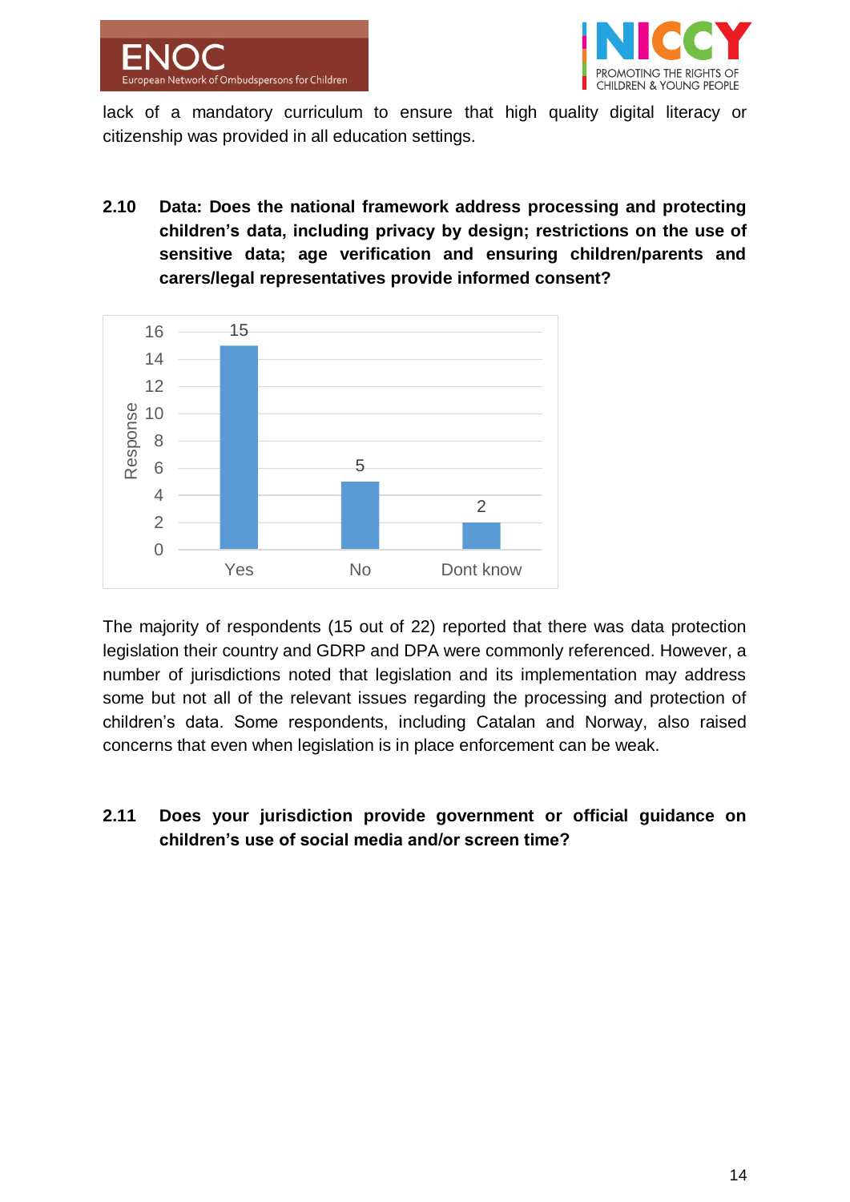lack of a mandatory curriculum to ensure that high quality digital literacy or citizenship was provided in all education settings.

**2.10 Data: Does the national framework address processing and protecting children's data, including privacy by design; restrictions on the use of sensitive data; age verification and ensuring children/parents and carers/legal representatives provide informed consent?**

| | Response |
|---|---|
| Yes | 15 |
| No | 5 |
| Dont know | 2 |

The majority of respondents (15 out of 22) reported that there was data protection legislation their country and GDRP and DPA were commonly referenced. However, a number of jurisdictions noted that legislation and its implementation may address some but not all of the relevant issues regarding the processing and protection of children's data. Some respondents, including Catalan and Norway, also raised concerns that even when legislation is in place enforcement can be weak.

**2.11 Does your jurisdiction provide government or official guidance on children's use of social media and/or screen time?**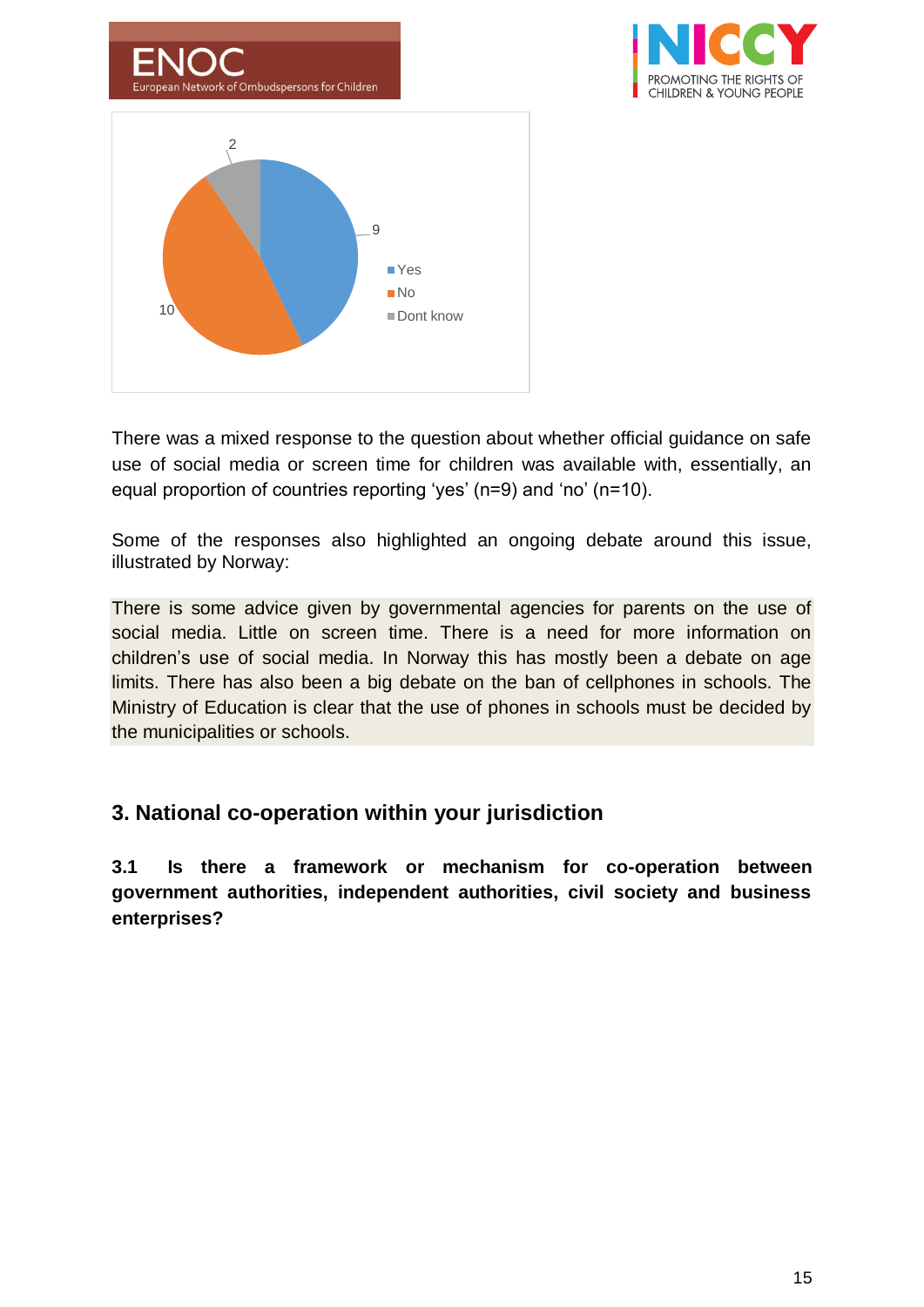There was a mixed response to the question about whether official guidance on safe use of social media or screen time for children was available with, essentially, an equal proportion of countries reporting 'yes' (n=9) and 'no' (n=10).

Some of the responses also highlighted an ongoing debate around this issue, illustrated by Norway:

There is some advice given by governmental agencies for parents on the use of social media. Little on screen time. There is a need for more information on children's use of social media. In Norway this has mostly been a debate on age limits. There has also been a big debate on the ban of cellphones in schools. The Ministry of Education is clear that the use of phones in schools must be decided by the municipalities or schools.

## 3. National co-operation within your jurisdiction

**3.1 Is there a framework or mechanism for co-operation between government authorities, independent authorities, civil society and business enterprises?**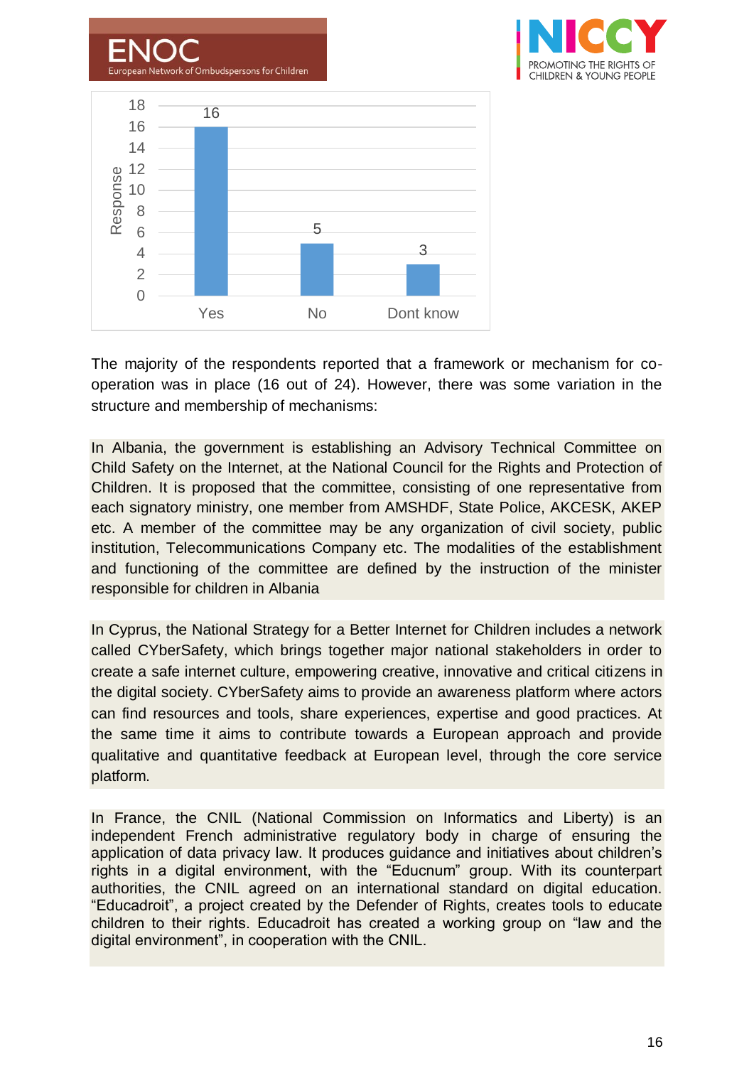| Response | Count |
|---|---|
| Yes | 16 |
| No | 5 |
| Dont know | 3 |

The majority of the respondents reported that a framework or mechanism for co-operation was in place (16 out of 24). However, there was some variation in the structure and membership of mechanisms:

In Albania, the government is establishing an Advisory Technical Committee on Child Safety on the Internet, at the National Council for the Rights and Protection of Children. It is proposed that the committee, consisting of one representative from each signatory ministry, one member from AMSHDF, State Police, AKCESK, AKEP etc. A member of the committee may be any organization of civil society, public institution, Telecommunications Company etc. The modalities of the establishment and functioning of the committee are defined by the instruction of the minister responsible for children in Albania

In Cyprus, the National Strategy for a Better Internet for Children includes a network called CYberSafety, which brings together major national stakeholders in order to create a safe internet culture, empowering creative, innovative and critical citizens in the digital society. CYberSafety aims to provide an awareness platform where actors can find resources and tools, share experiences, expertise and good practices. At the same time it aims to contribute towards a European approach and provide qualitative and quantitative feedback at European level, through the core service platform.

In France, the CNIL (National Commission on Informatics and Liberty) is an independent French administrative regulatory body in charge of ensuring the application of data privacy law. It produces guidance and initiatives about children's rights in a digital environment, with the "Educnum" group. With its counterpart authorities, the CNIL agreed on an international standard on digital education. "Educadroit", a project created by the Defender of Rights, creates tools to educate children to their rights. Educadroit has created a working group on "law and the digital environment", in cooperation with the CNIL.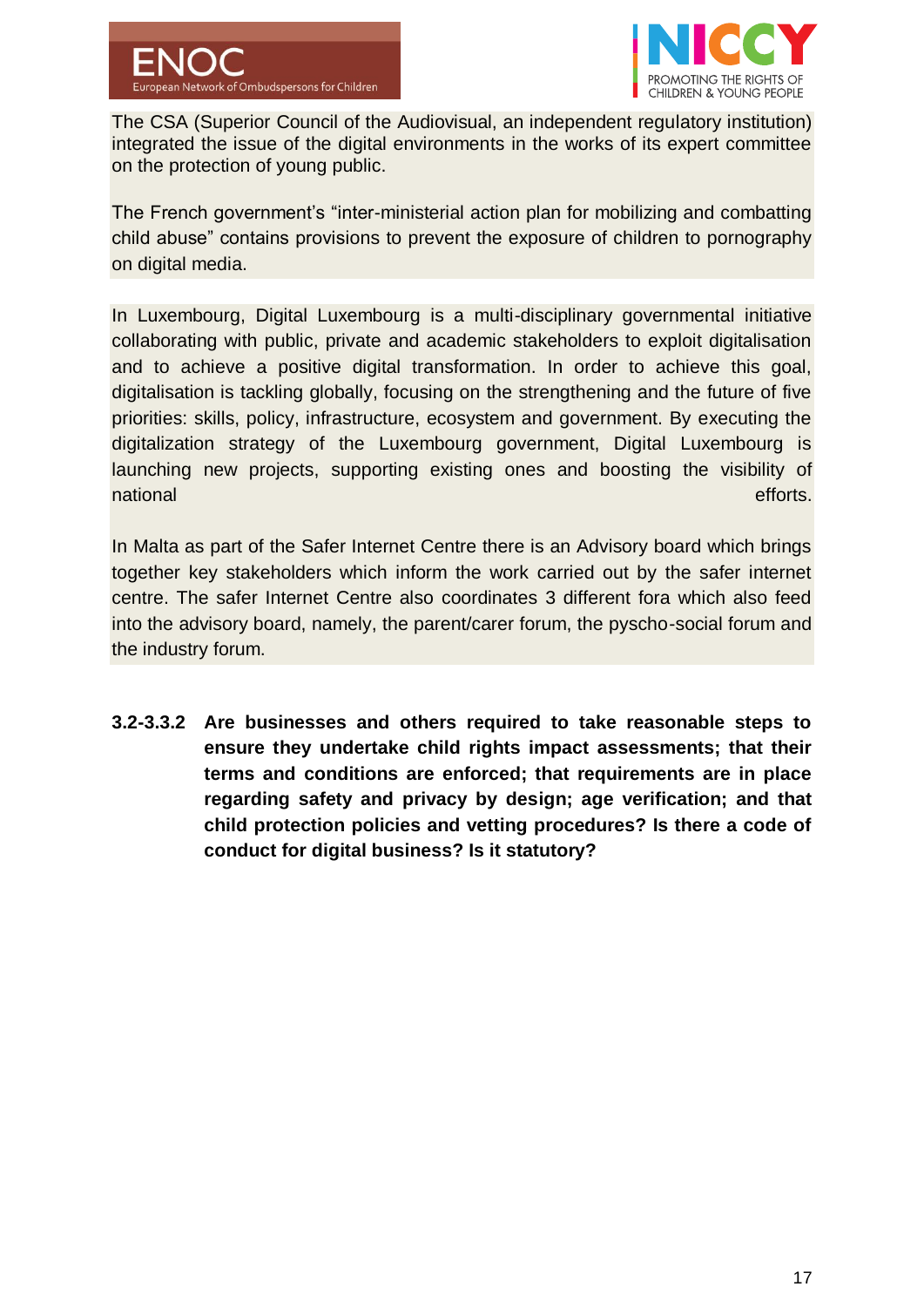The CSA (Superior Council of the Audiovisual, an independent regulatory institution) integrated the issue of the digital environments in the works of its expert committee on the protection of young public.

The French government's "inter-ministerial action plan for mobilizing and combatting child abuse" contains provisions to prevent the exposure of children to pornography on digital media.

In Luxembourg, Digital Luxembourg is a multi-disciplinary governmental initiative collaborating with public, private and academic stakeholders to exploit digitalisation and to achieve a positive digital transformation. In order to achieve this goal, digitalisation is tackling globally, focusing on the strengthening and the future of five priorities: skills, policy, infrastructure, ecosystem and government. By executing the digitalization strategy of the Luxembourg government, Digital Luxembourg is launching new projects, supporting existing ones and boosting the visibility of national efforts.

In Malta as part of the Safer Internet Centre there is an Advisory board which brings together key stakeholders which inform the work carried out by the safer internet centre. The safer Internet Centre also coordinates 3 different fora which also feed into the advisory board, namely, the parent/carer forum, the pyscho-social forum and the industry forum.

**3.2-3.3.2 Are businesses and others required to take reasonable steps to ensure they undertake child rights impact assessments; that their terms and conditions are enforced; that requirements are in place regarding safety and privacy by design; age verification; and that child protection policies and vetting procedures? Is there a code of conduct for digital business? Is it statutory?**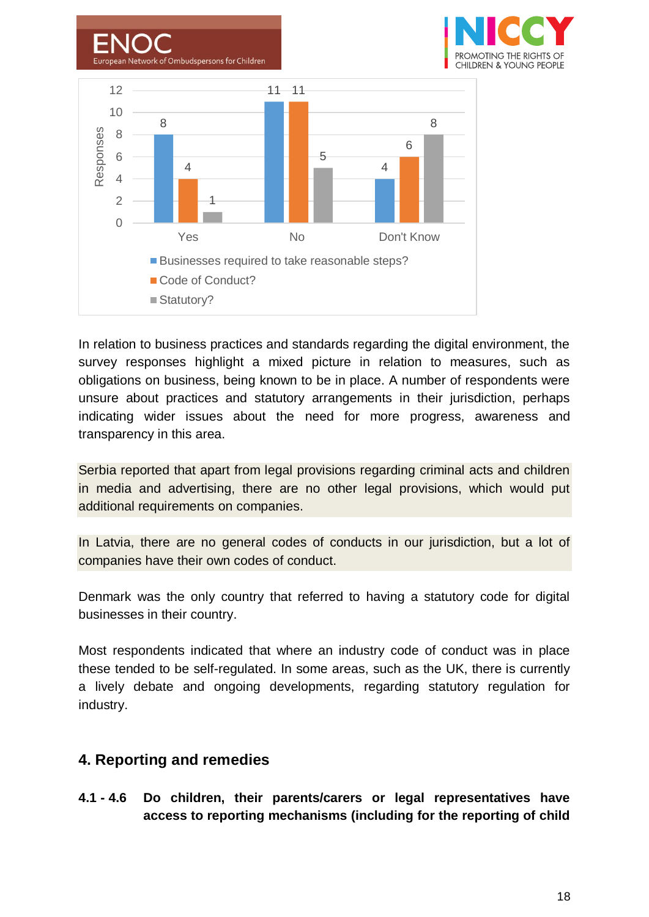| | Yes | No | Don't Know |
|---|---|---|---|
| Businesses required to take reasonable steps? | 8 | 11 | 4 |
| Code of Conduct? | 4 | 11 | 6 |
| Statutory? | 1 | 5 | 8 |

In relation to business practices and standards regarding the digital environment, the survey responses highlight a mixed picture in relation to measures, such as obligations on business, being known to be in place. A number of respondents were unsure about practices and statutory arrangements in their jurisdiction, perhaps indicating wider issues about the need for more progress, awareness and transparency in this area.

Serbia reported that apart from legal provisions regarding criminal acts and children in media and advertising, there are no other legal provisions, which would put additional requirements on companies.

In Latvia, there are no general codes of conducts in our jurisdiction, but a lot of companies have their own codes of conduct.

Denmark was the only country that referred to having a statutory code for digital businesses in their country.

Most respondents indicated that where an industry code of conduct was in place these tended to be self-regulated. In some areas, such as the UK, there is currently a lively debate and ongoing developments, regarding statutory regulation for industry.

## 4. Reporting and remedies

**4.1 - 4.6 Do children, their parents/carers or legal representatives have access to reporting mechanisms (including for the reporting of child**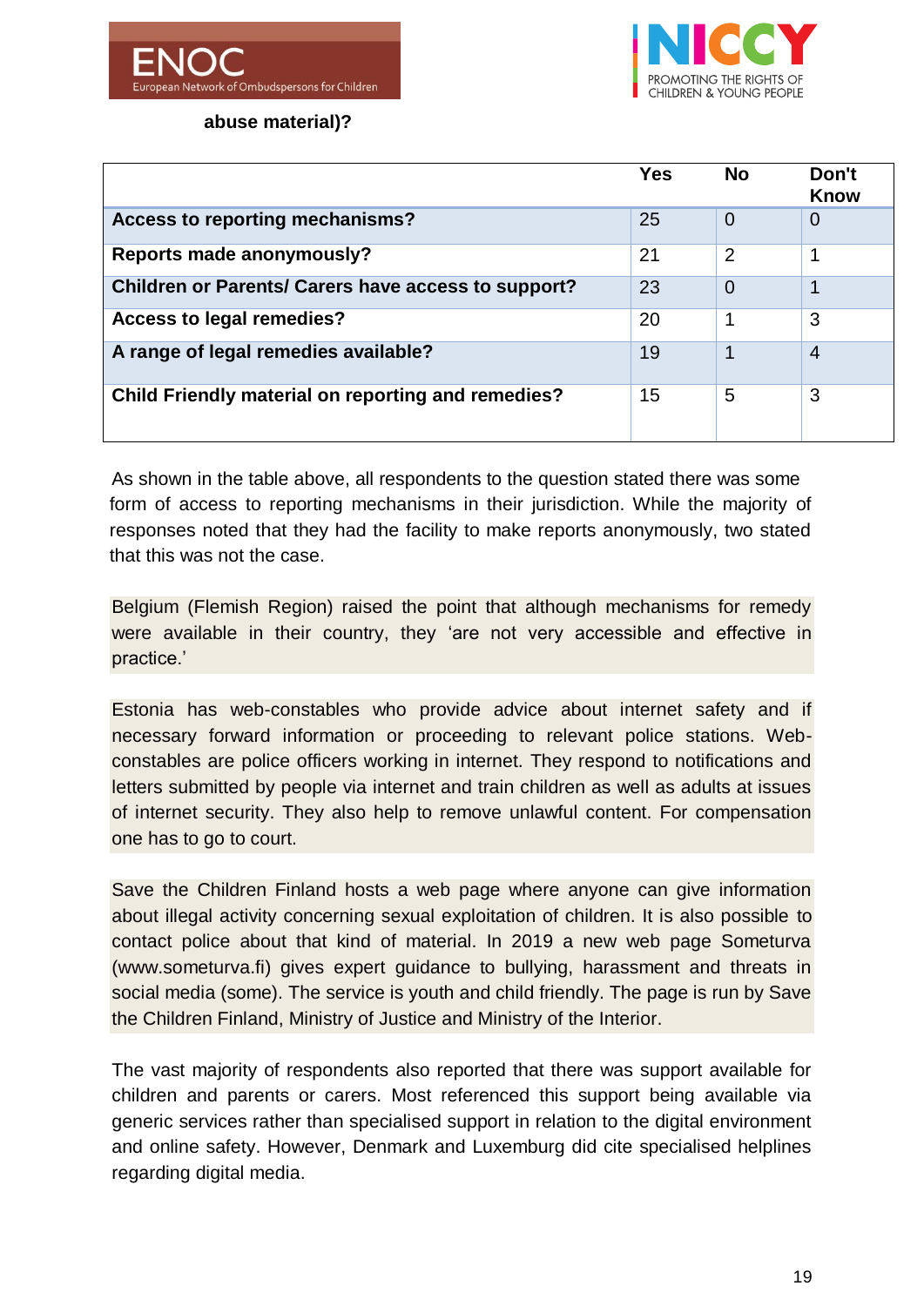**abuse material)?**

| | Yes | No | Don't Know |
|---|---|---|---|
| **Access to reporting mechanisms?** | 25 | 0 | 0 |
| **Reports made anonymously?** | 21 | 2 | 1 |
| **Children or Parents/ Carers have access to support?** | 23 | 0 | 1 |
| **Access to legal remedies?** | 20 | 1 | 3 |
| **A range of legal remedies available?** | 19 | 1 | 4 |
| **Child Friendly material on reporting and remedies?** | 15 | 5 | 3 |

As shown in the table above, all respondents to the question stated there was some form of access to reporting mechanisms in their jurisdiction. While the majority of responses noted that they had the facility to make reports anonymously, two stated that this was not the case.

Belgium (Flemish Region) raised the point that although mechanisms for remedy were available in their country, they 'are not very accessible and effective in practice.'

Estonia has web-constables who provide advice about internet safety and if necessary forward information or proceeding to relevant police stations. Web-constables are police officers working in internet. They respond to notifications and letters submitted by people via internet and train children as well as adults at issues of internet security. They also help to remove unlawful content. For compensation one has to go to court.

Save the Children Finland hosts a web page where anyone can give information about illegal activity concerning sexual exploitation of children. It is also possible to contact police about that kind of material. In 2019 a new web page Someturva (www.someturva.fi) gives expert guidance to bullying, harassment and threats in social media (some). The service is youth and child friendly. The page is run by Save the Children Finland, Ministry of Justice and Ministry of the Interior.

The vast majority of respondents also reported that there was support available for children and parents or carers. Most referenced this support being available via generic services rather than specialised support in relation to the digital environment and online safety. However, Denmark and Luxemburg did cite specialised helplines regarding digital media.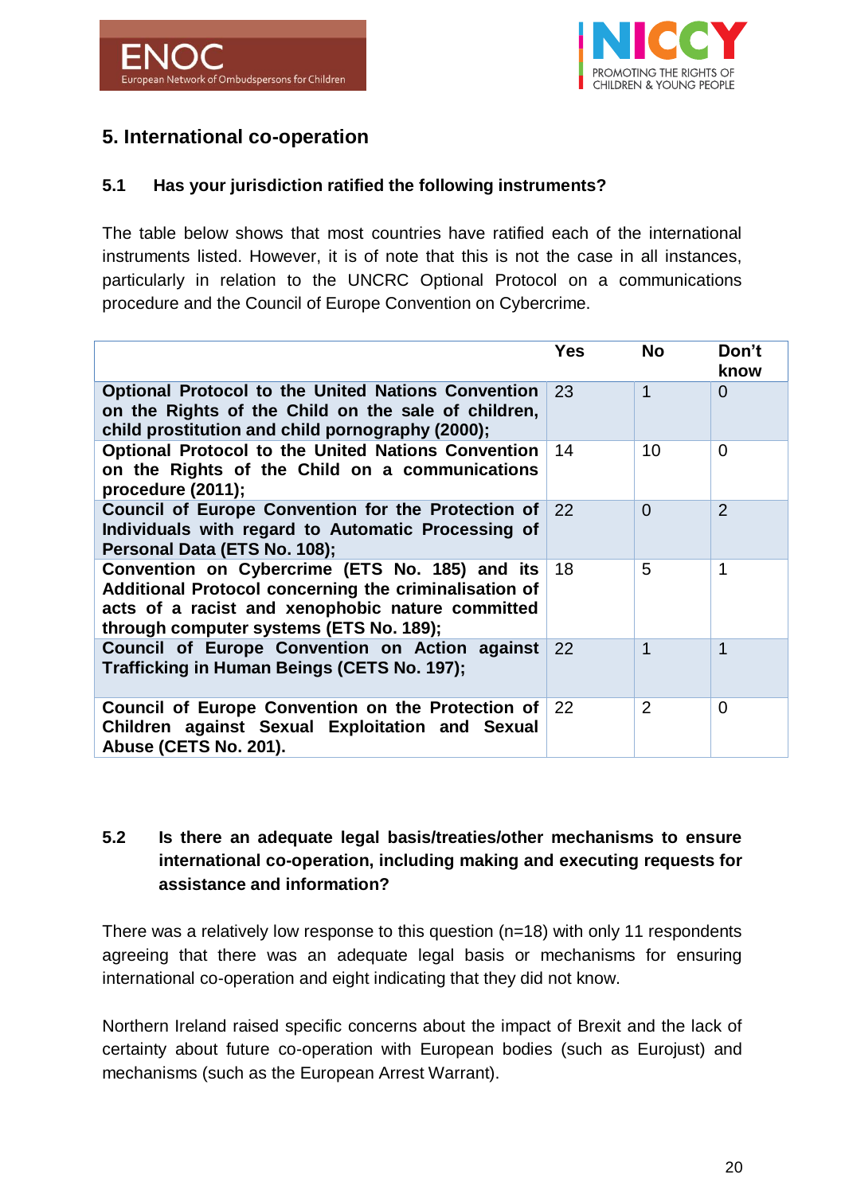## 5. International co-operation

### 5.1 Has your jurisdiction ratified the following instruments?

The table below shows that most countries have ratified each of the international instruments listed. However, it is of note that this is not the case in all instances, particularly in relation to the UNCRC Optional Protocol on a communications procedure and the Council of Europe Convention on Cybercrime.

| | Yes | No | Don't know |
|---|---|---|---|
| **Optional Protocol to the United Nations Convention on the Rights of the Child on the sale of children, child prostitution and child pornography (2000);** | 23 | 1 | 0 |
| **Optional Protocol to the United Nations Convention on the Rights of the Child on a communications procedure (2011);** | 14 | 10 | 0 |
| **Council of Europe Convention for the Protection of Individuals with regard to Automatic Processing of Personal Data (ETS No. 108);** | 22 | 0 | 2 |
| **Convention on Cybercrime (ETS No. 185) and its Additional Protocol concerning the criminalisation of acts of a racist and xenophobic nature committed through computer systems (ETS No. 189);** | 18 | 5 | 1 |
| **Council of Europe Convention on Action against Trafficking in Human Beings (CETS No. 197);** | 22 | 1 | 1 |
| **Council of Europe Convention on the Protection of Children against Sexual Exploitation and Sexual Abuse (CETS No. 201).** | 22 | 2 | 0 |

### 5.2 Is there an adequate legal basis/treaties/other mechanisms to ensure international co-operation, including making and executing requests for assistance and information?

There was a relatively low response to this question (n=18) with only 11 respondents agreeing that there was an adequate legal basis or mechanisms for ensuring international co-operation and eight indicating that they did not know.

Northern Ireland raised specific concerns about the impact of Brexit and the lack of certainty about future co-operation with European bodies (such as Eurojust) and mechanisms (such as the European Arrest Warrant).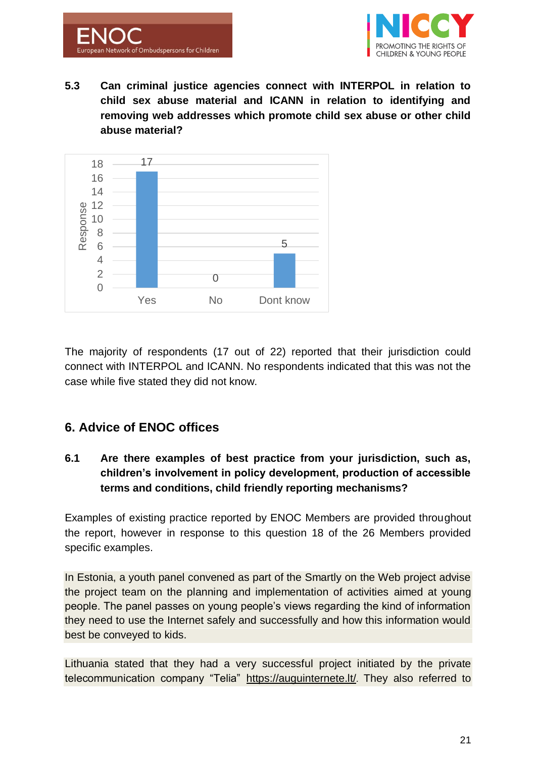**5.3 Can criminal justice agencies connect with INTERPOL in relation to child sex abuse material and ICANN in relation to identifying and removing web addresses which promote child sex abuse or other child abuse material?**

| Response | Yes | No | Dont know |
|---|---|---|---|
| Count | 17 | 0 | 5 |

The majority of respondents (17 out of 22) reported that their jurisdiction could connect with INTERPOL and ICANN. No respondents indicated that this was not the case while five stated they did not know.

## 6. Advice of ENOC offices

**6.1 Are there examples of best practice from your jurisdiction, such as, children's involvement in policy development, production of accessible terms and conditions, child friendly reporting mechanisms?**

Examples of existing practice reported by ENOC Members are provided throughout the report, however in response to this question 18 of the 26 Members provided specific examples.

In Estonia, a youth panel convened as part of the Smartly on the Web project advise the project team on the planning and implementation of activities aimed at young people. The panel passes on young people's views regarding the kind of information they need to use the Internet safely and successfully and how this information would best be conveyed to kids.

Lithuania stated that they had a very successful project initiated by the private telecommunication company "Telia" https://auguinternete.lt/. They also referred to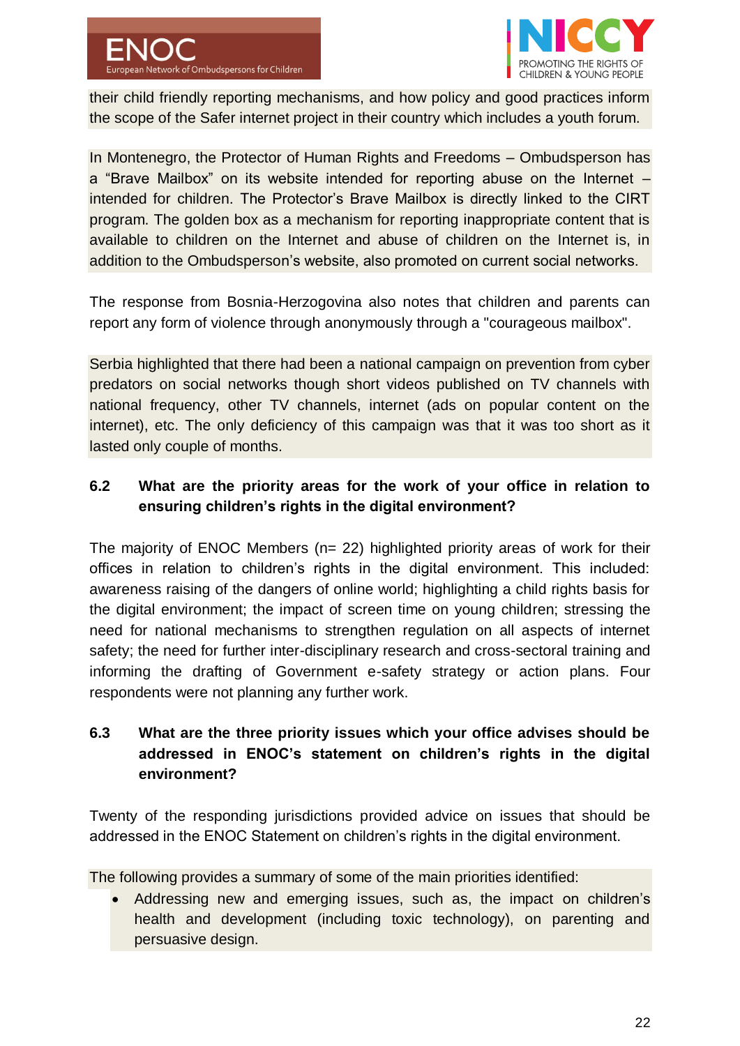their child friendly reporting mechanisms, and how policy and good practices inform the scope of the Safer internet project in their country which includes a youth forum.

In Montenegro, the Protector of Human Rights and Freedoms – Ombudsperson has a "Brave Mailbox" on its website intended for reporting abuse on the Internet – intended for children. The Protector's Brave Mailbox is directly linked to the CIRT program. The golden box as a mechanism for reporting inappropriate content that is available to children on the Internet and abuse of children on the Internet is, in addition to the Ombudsperson's website, also promoted on current social networks.

The response from Bosnia-Herzogovina also notes that children and parents can report any form of violence through anonymously through a "courageous mailbox".

Serbia highlighted that there had been a national campaign on prevention from cyber predators on social networks though short videos published on TV channels with national frequency, other TV channels, internet (ads on popular content on the internet), etc. The only deficiency of this campaign was that it was too short as it lasted only couple of months.

### 6.2 What are the priority areas for the work of your office in relation to ensuring children's rights in the digital environment?

The majority of ENOC Members (n= 22) highlighted priority areas of work for their offices in relation to children's rights in the digital environment. This included: awareness raising of the dangers of online world; highlighting a child rights basis for the digital environment; the impact of screen time on young children; stressing the need for national mechanisms to strengthen regulation on all aspects of internet safety; the need for further inter-disciplinary research and cross-sectoral training and informing the drafting of Government e-safety strategy or action plans. Four respondents were not planning any further work.

### 6.3 What are the three priority issues which your office advises should be addressed in ENOC's statement on children's rights in the digital environment?

Twenty of the responding jurisdictions provided advice on issues that should be addressed in the ENOC Statement on children's rights in the digital environment.

The following provides a summary of some of the main priorities identified:

- Addressing new and emerging issues, such as, the impact on children's health and development (including toxic technology), on parenting and persuasive design.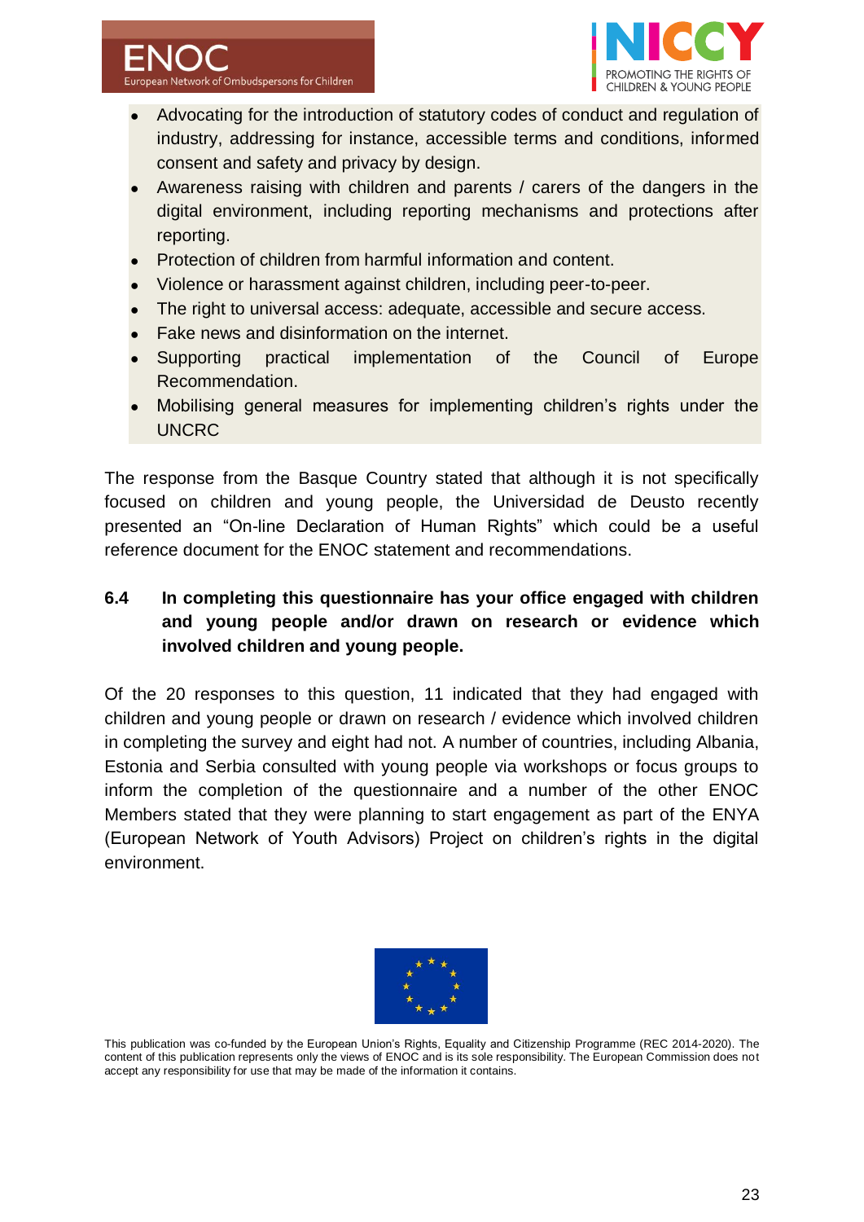- Advocating for the introduction of statutory codes of conduct and regulation of industry, addressing for instance, accessible terms and conditions, informed consent and safety and privacy by design.
- Awareness raising with children and parents / carers of the dangers in the digital environment, including reporting mechanisms and protections after reporting.
- Protection of children from harmful information and content.
- Violence or harassment against children, including peer-to-peer.
- The right to universal access: adequate, accessible and secure access.
- Fake news and disinformation on the internet.
- Supporting practical implementation of the Council of Europe Recommendation.
- Mobilising general measures for implementing children's rights under the UNCRC

The response from the Basque Country stated that although it is not specifically focused on children and young people, the Universidad de Deusto recently presented an "On-line Declaration of Human Rights" which could be a useful reference document for the ENOC statement and recommendations.

### 6.4 In completing this questionnaire has your office engaged with children and young people and/or drawn on research or evidence which involved children and young people.

Of the 20 responses to this question, 11 indicated that they had engaged with children and young people or drawn on research / evidence which involved children in completing the survey and eight had not. A number of countries, including Albania, Estonia and Serbia consulted with young people via workshops or focus groups to inform the completion of the questionnaire and a number of the other ENOC Members stated that they were planning to start engagement as part of the ENYA (European Network of Youth Advisors) Project on children's rights in the digital environment.

This publication was co-funded by the European Union's Rights, Equality and Citizenship Programme (REC 2014-2020). The content of this publication represents only the views of ENOC and is its sole responsibility. The European Commission does not accept any responsibility for use that may be made of the information it contains.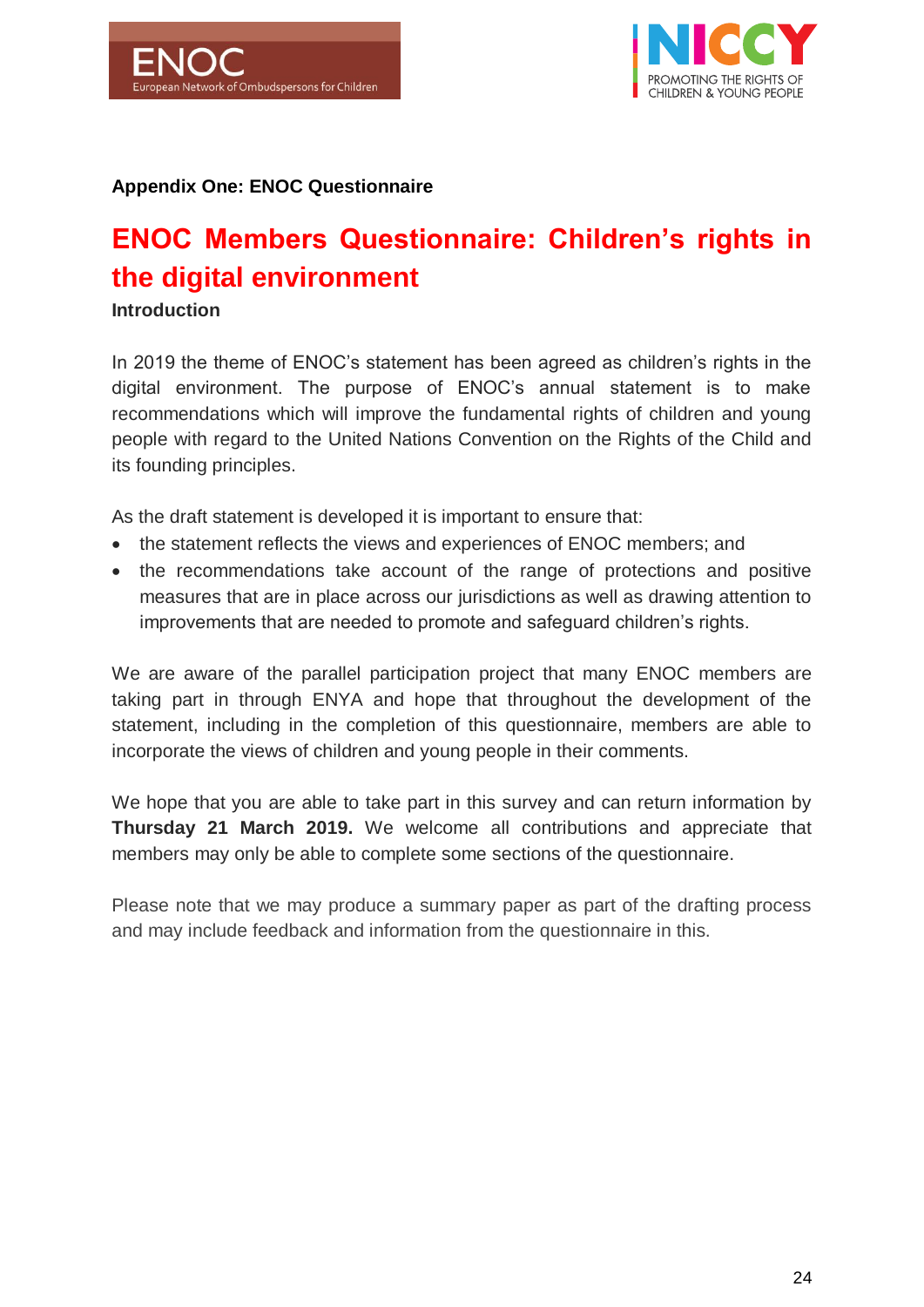**Appendix One: ENOC Questionnaire**

# ENOC Members Questionnaire: Children's rights in the digital environment

**Introduction**

In 2019 the theme of ENOC's statement has been agreed as children's rights in the digital environment. The purpose of ENOC's annual statement is to make recommendations which will improve the fundamental rights of children and young people with regard to the United Nations Convention on the Rights of the Child and its founding principles.

As the draft statement is developed it is important to ensure that:

- the statement reflects the views and experiences of ENOC members; and
- the recommendations take account of the range of protections and positive measures that are in place across our jurisdictions as well as drawing attention to improvements that are needed to promote and safeguard children's rights.

We are aware of the parallel participation project that many ENOC members are taking part in through ENYA and hope that throughout the development of the statement, including in the completion of this questionnaire, members are able to incorporate the views of children and young people in their comments.

We hope that you are able to take part in this survey and can return information by **Thursday 21 March 2019.** We welcome all contributions and appreciate that members may only be able to complete some sections of the questionnaire.

Please note that we may produce a summary paper as part of the drafting process and may include feedback and information from the questionnaire in this.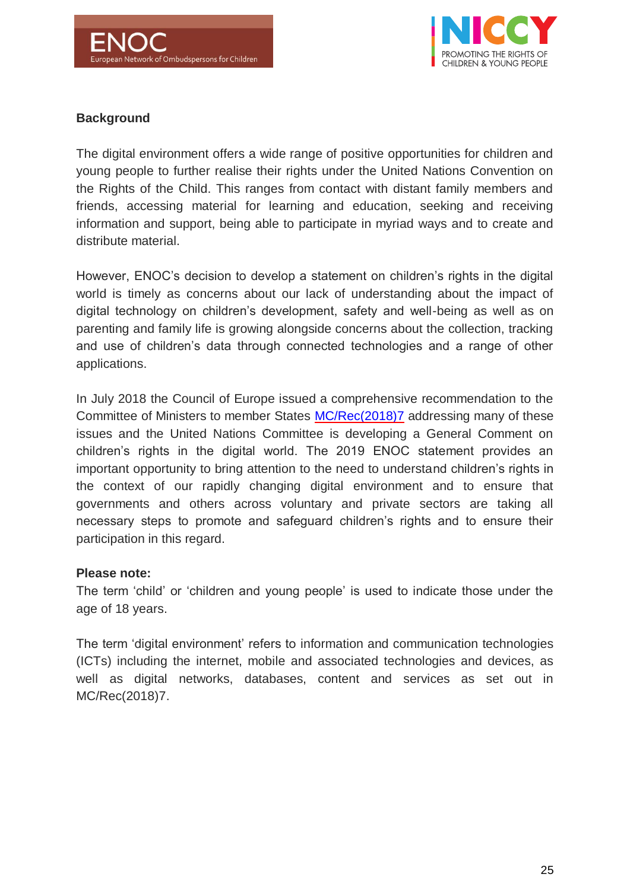## Background

The digital environment offers a wide range of positive opportunities for children and young people to further realise their rights under the United Nations Convention on the Rights of the Child. This ranges from contact with distant family members and friends, accessing material for learning and education, seeking and receiving information and support, being able to participate in myriad ways and to create and distribute material.

However, ENOC's decision to develop a statement on children's rights in the digital world is timely as concerns about our lack of understanding about the impact of digital technology on children's development, safety and well-being as well as on parenting and family life is growing alongside concerns about the collection, tracking and use of children's data through connected technologies and a range of other applications.

In July 2018 the Council of Europe issued a comprehensive recommendation to the Committee of Ministers to member States MC/Rec(2018)7 addressing many of these issues and the United Nations Committee is developing a General Comment on children's rights in the digital world. The 2019 ENOC statement provides an important opportunity to bring attention to the need to understand children's rights in the context of our rapidly changing digital environment and to ensure that governments and others across voluntary and private sectors are taking all necessary steps to promote and safeguard children's rights and to ensure their participation in this regard.

**Please note:**
The term 'child' or 'children and young people' is used to indicate those under the age of 18 years.

The term 'digital environment' refers to information and communication technologies (ICTs) including the internet, mobile and associated technologies and devices, as well as digital networks, databases, content and services as set out in MC/Rec(2018)7.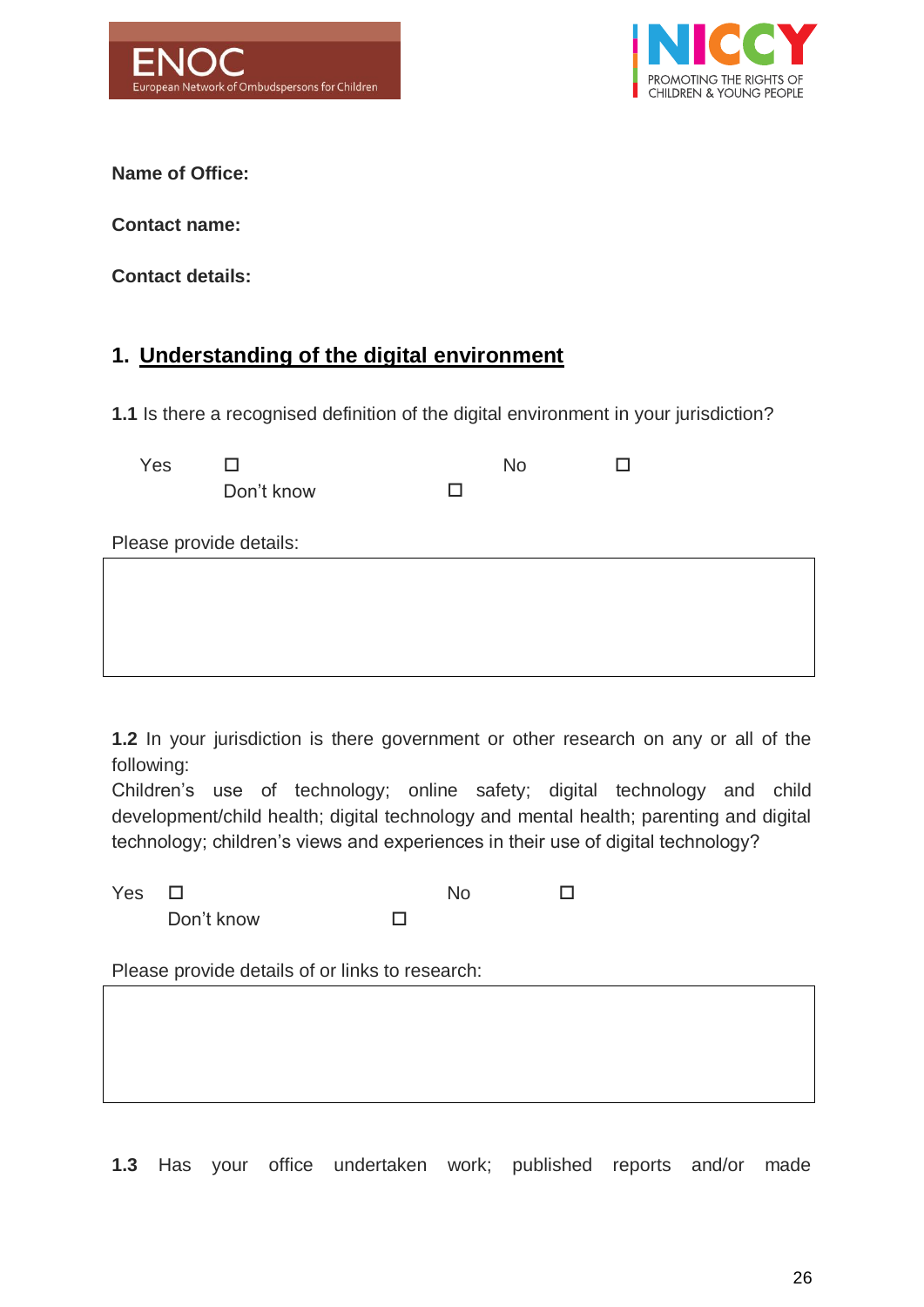**Name of Office:**

**Contact name:**

**Contact details:**

## 1. Understanding of the digital environment

**1.1** Is there a recognised definition of the digital environment in your jurisdiction?

Yes ☐ No ☐ Don't know ☐

Please provide details:

| |
|---|
| |

**1.2** In your jurisdiction is there government or other research on any or all of the following:
Children's use of technology; online safety; digital technology and child development/child health; digital technology and mental health; parenting and digital technology; children's views and experiences in their use of digital technology?

Yes ☐ No ☐ Don't know ☐

Please provide details of or links to research:

| |
|---|
| |

**1.3** Has your office undertaken work; published reports and/or made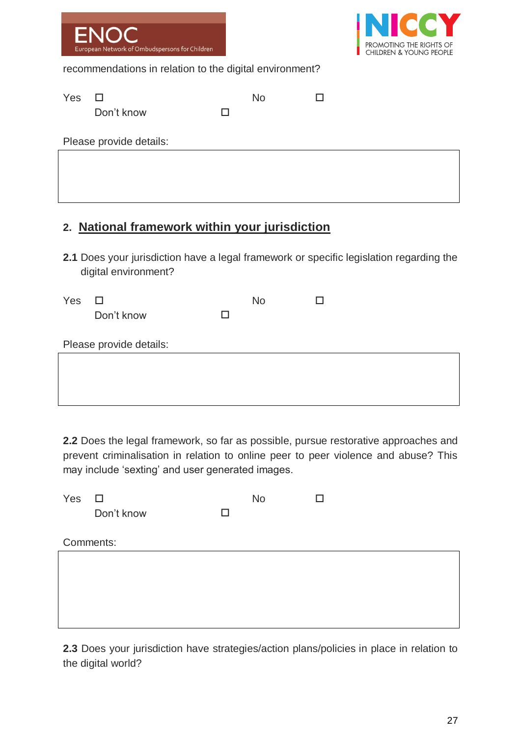recommendations in relation to the digital environment?

Yes ☐ No ☐ Don't know ☐

Please provide details:

|  |
|---|
|  |

## 2. National framework within your jurisdiction

**2.1** Does your jurisdiction have a legal framework or specific legislation regarding the digital environment?

Yes ☐ No ☐ Don't know ☐

Please provide details:

|  |
|---|
|  |

**2.2** Does the legal framework, so far as possible, pursue restorative approaches and prevent criminalisation in relation to online peer to peer violence and abuse? This may include 'sexting' and user generated images.

Yes ☐ No ☐ Don't know ☐

Comments:

|  |
|---|
|  |

**2.3** Does your jurisdiction have strategies/action plans/policies in place in relation to the digital world?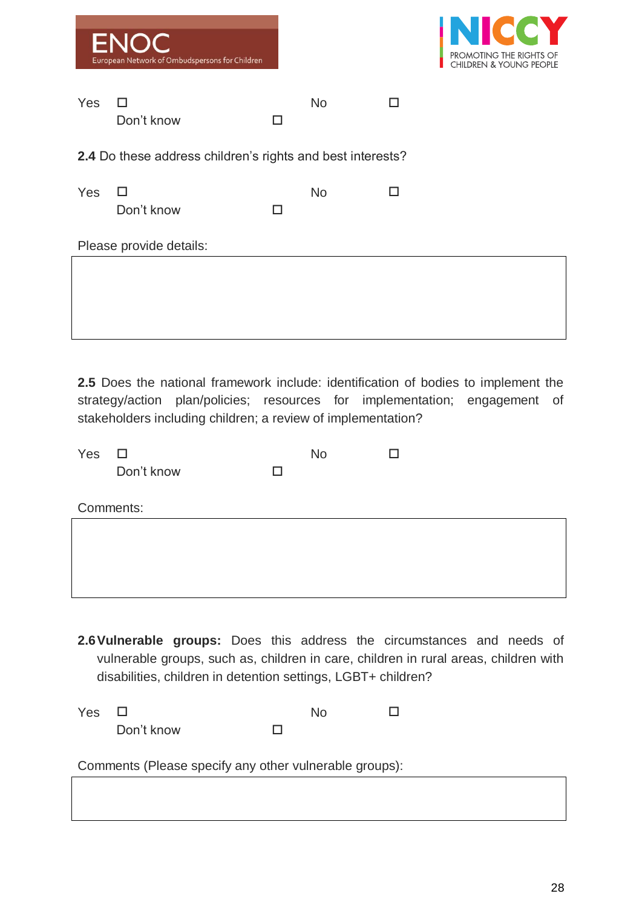Yes ☐ No ☐
Don't know ☐

**2.4** Do these address children's rights and best interests?

Yes ☐ No ☐
Don't know ☐

Please provide details:

| |
|---|
| |

**2.5** Does the national framework include: identification of bodies to implement the strategy/action plan/policies; resources for implementation; engagement of stakeholders including children; a review of implementation?

Yes ☐ No ☐
Don't know ☐

Comments:

| |
|---|
| |

**2.6 Vulnerable groups:** Does this address the circumstances and needs of vulnerable groups, such as, children in care, children in rural areas, children with disabilities, children in detention settings, LGBT+ children?

Yes ☐ No ☐
Don't know ☐

Comments (Please specify any other vulnerable groups):

| |
|---|
| |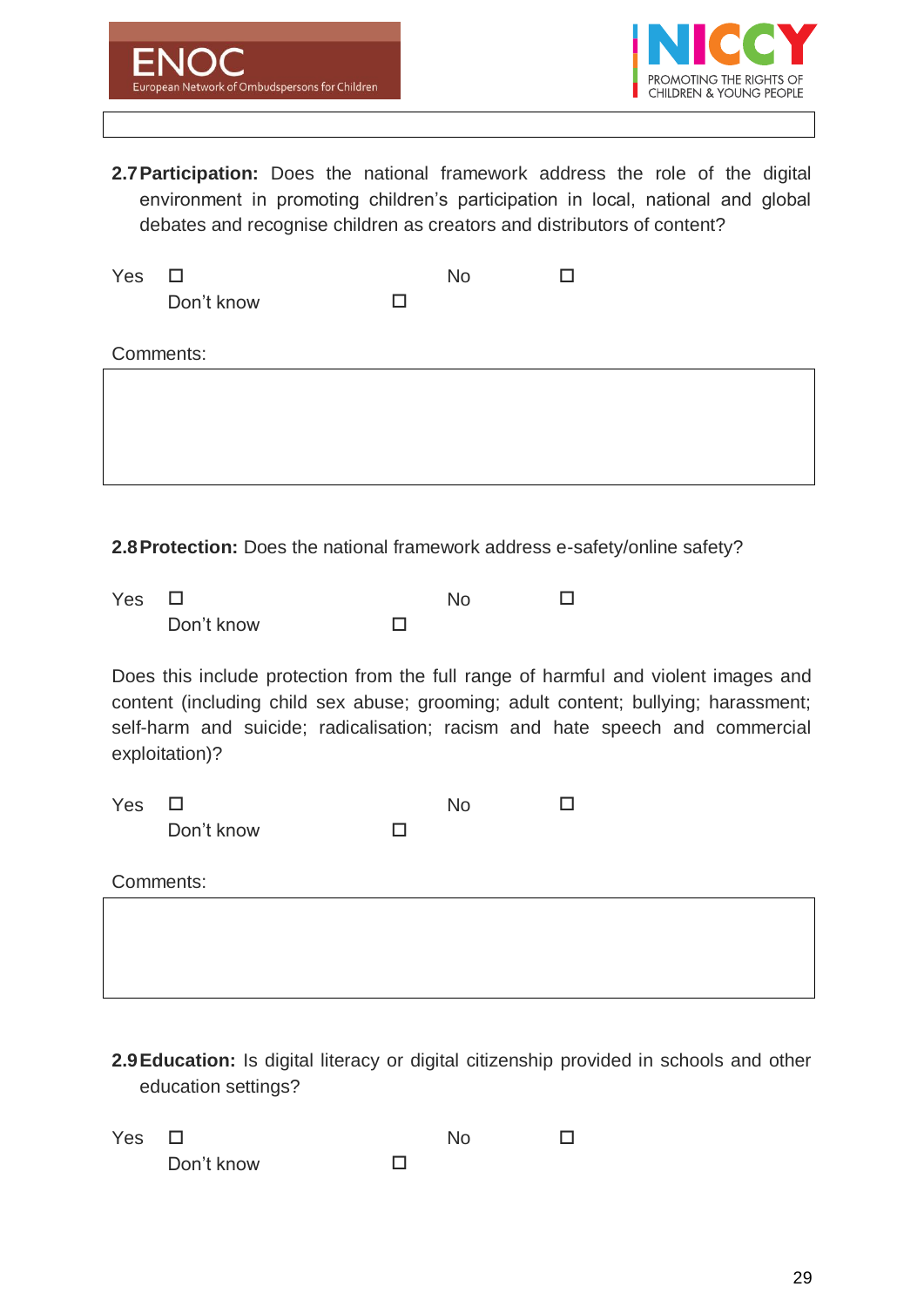**2.7 Participation:** Does the national framework address the role of the digital environment in promoting children's participation in local, national and global debates and recognise children as creators and distributors of content?

Yes ☐ No ☐ Don't know ☐

Comments:

**2.8 Protection:** Does the national framework address e-safety/online safety?

Yes ☐ No ☐ Don't know ☐

Does this include protection from the full range of harmful and violent images and content (including child sex abuse; grooming; adult content; bullying; harassment; self-harm and suicide; radicalisation; racism and hate speech and commercial exploitation)?

Yes ☐ No ☐ Don't know ☐

Comments:

**2.9 Education:** Is digital literacy or digital citizenship provided in schools and other education settings?

Yes ☐ No ☐ Don't know ☐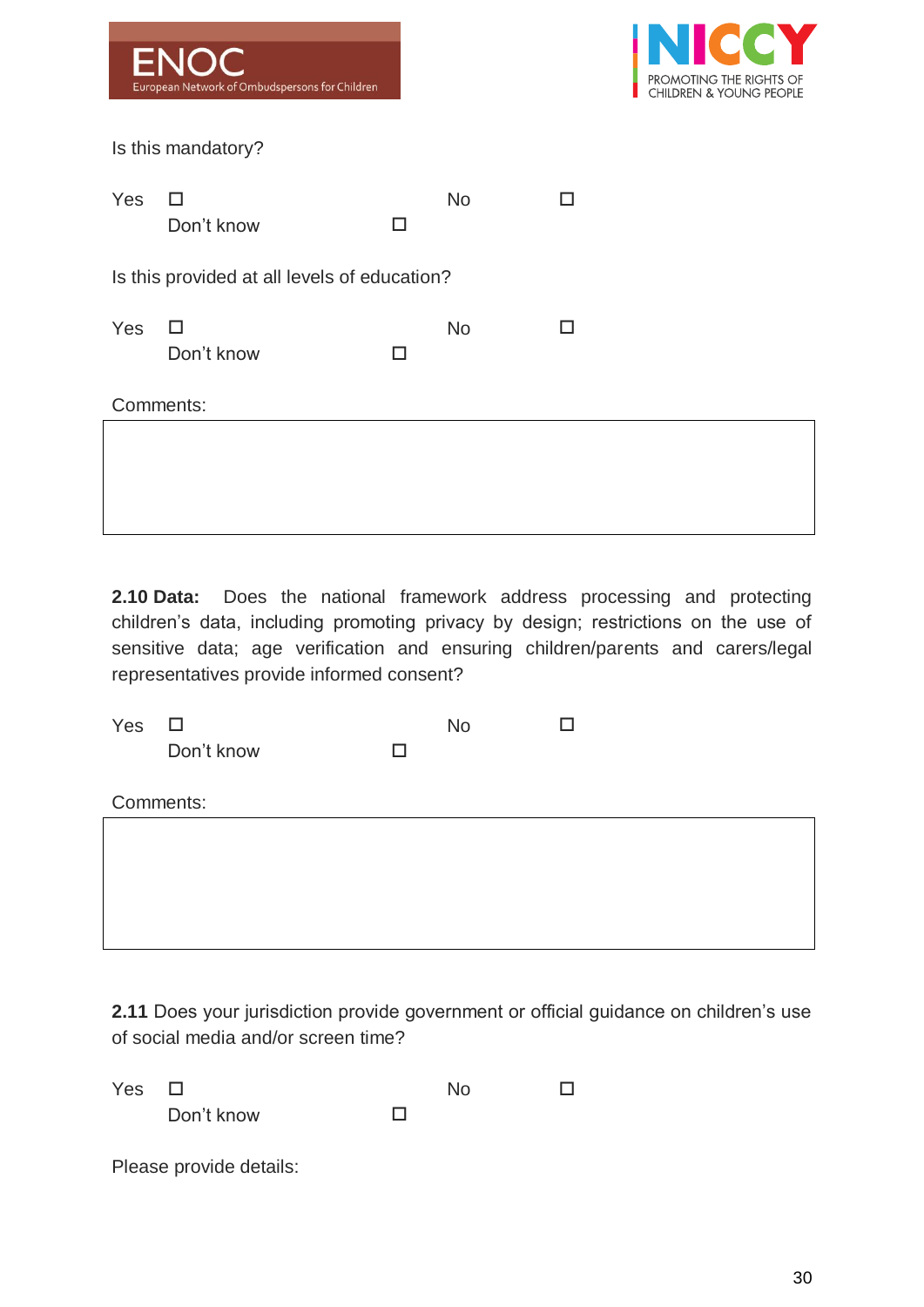Is this mandatory?

Yes ☐ No ☐ Don't know ☐

Is this provided at all levels of education?

Yes ☐ No ☐ Don't know ☐

Comments:

**2.10 Data:** Does the national framework address processing and protecting children's data, including promoting privacy by design; restrictions on the use of sensitive data; age verification and ensuring children/parents and carers/legal representatives provide informed consent?

Yes ☐ No ☐ Don't know ☐

Comments:

**2.11** Does your jurisdiction provide government or official guidance on children's use of social media and/or screen time?

Yes ☐ No ☐ Don't know ☐

Please provide details: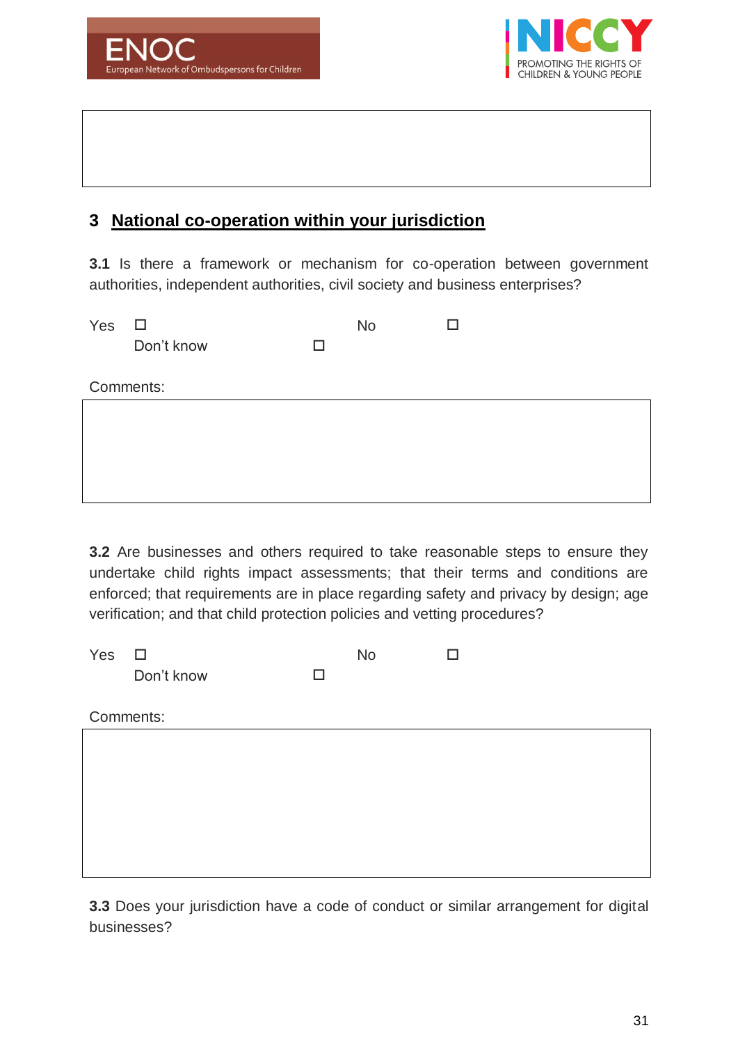## 3 National co-operation within your jurisdiction

**3.1** Is there a framework or mechanism for co-operation between government authorities, independent authorities, civil society and business enterprises?

Yes ☐ No ☐ Don't know ☐

Comments:

**3.2** Are businesses and others required to take reasonable steps to ensure they undertake child rights impact assessments; that their terms and conditions are enforced; that requirements are in place regarding safety and privacy by design; age verification; and that child protection policies and vetting procedures?

Yes ☐ No ☐ Don't know ☐

Comments:

**3.3** Does your jurisdiction have a code of conduct or similar arrangement for digital businesses?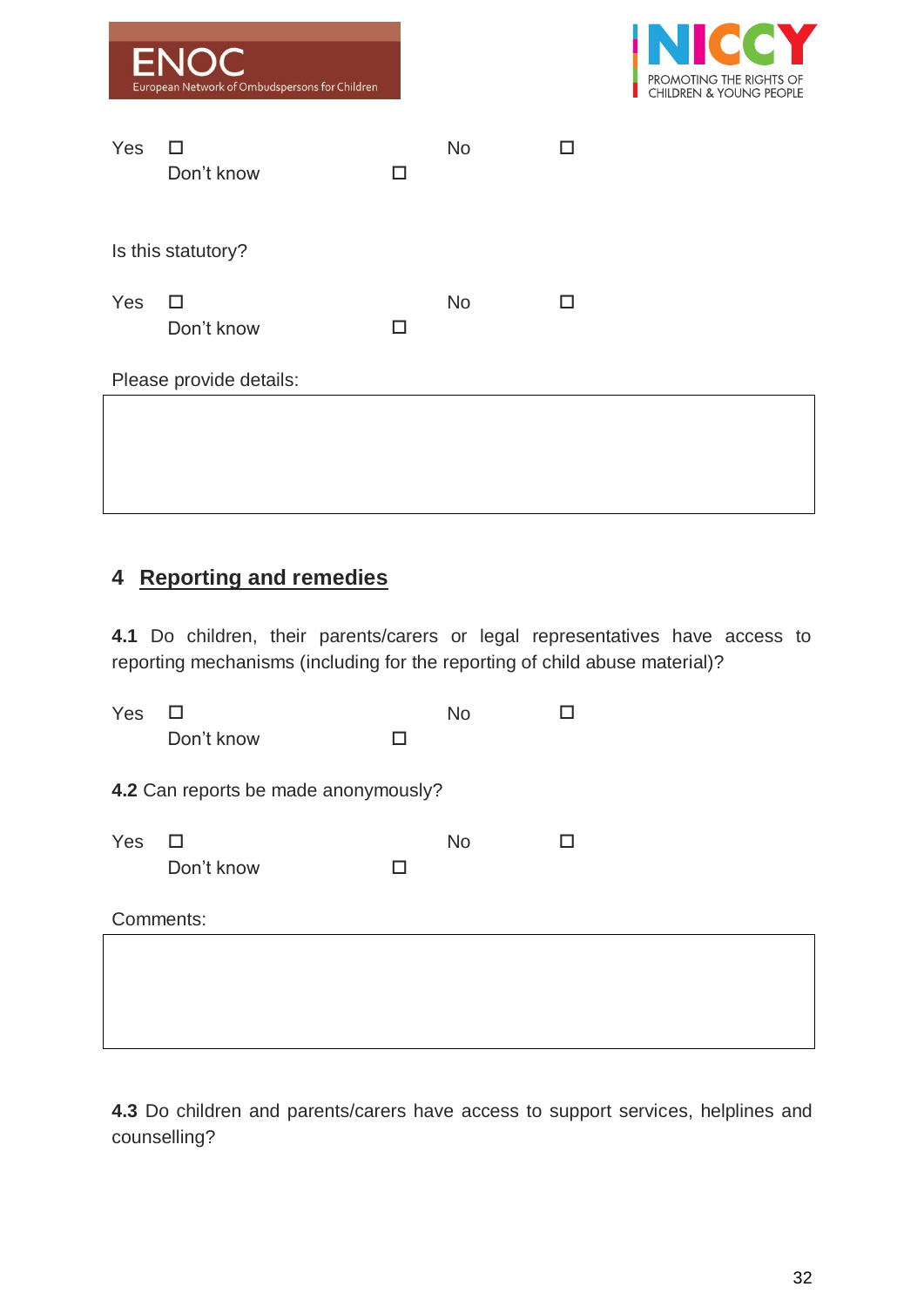Yes ☐ No ☐ Don't know ☐

Is this statutory?

Yes ☐ No ☐ Don't know ☐

Please provide details:

| |
|---|
| |

## 4 Reporting and remedies

**4.1** Do children, their parents/carers or legal representatives have access to reporting mechanisms (including for the reporting of child abuse material)?

Yes ☐ No ☐ Don't know ☐

**4.2** Can reports be made anonymously?

Yes ☐ No ☐ Don't know ☐

Comments:

| |
|---|
| |

**4.3** Do children and parents/carers have access to support services, helplines and counselling?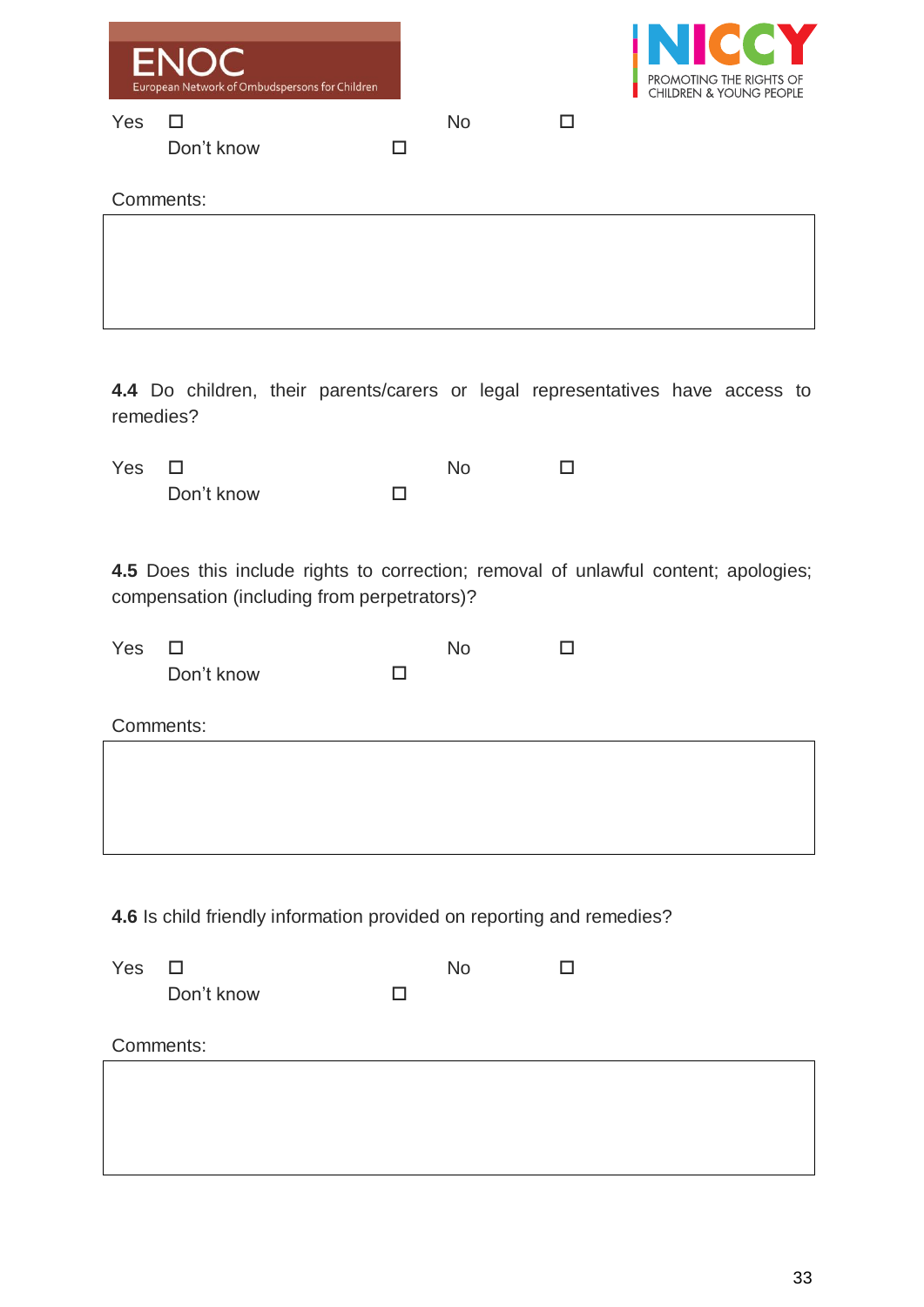Yes ☐ No ☐
Don't know ☐

Comments:

|  |
|---|
|  |

**4.4** Do children, their parents/carers or legal representatives have access to remedies?

Yes ☐ No ☐
Don't know ☐

**4.5** Does this include rights to correction; removal of unlawful content; apologies; compensation (including from perpetrators)?

Yes ☐ No ☐
Don't know ☐

Comments:

|  |
|---|
|  |

**4.6** Is child friendly information provided on reporting and remedies?

Yes ☐ No ☐
Don't know ☐

Comments:

|  |
|---|
|  |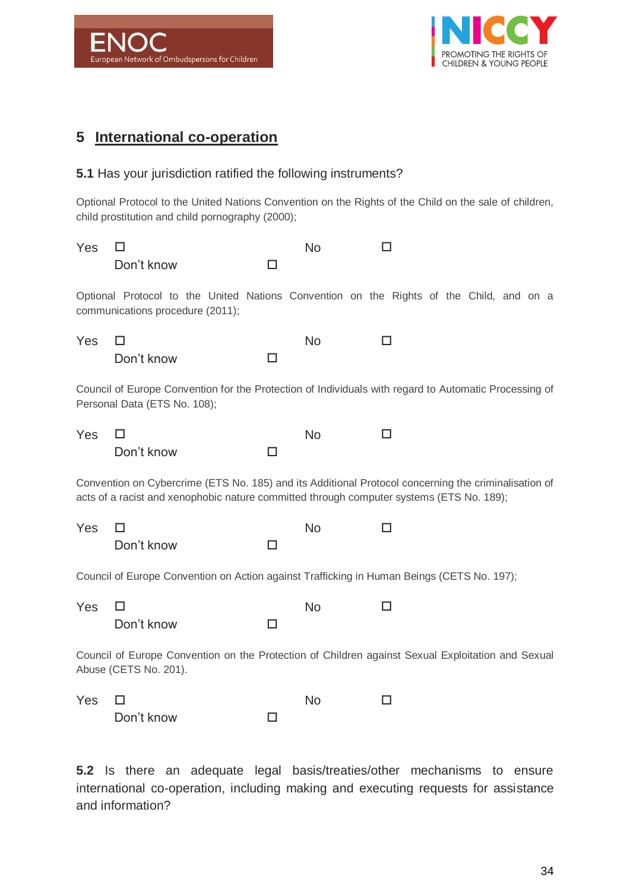## 5 International co-operation

**5.1** Has your jurisdiction ratified the following instruments?

Optional Protocol to the United Nations Convention on the Rights of the Child on the sale of children, child prostitution and child pornography (2000);

Yes ☐ No ☐
Don't know ☐

Optional Protocol to the United Nations Convention on the Rights of the Child, and on a communications procedure (2011);

Yes ☐ No ☐
Don't know ☐

Council of Europe Convention for the Protection of Individuals with regard to Automatic Processing of Personal Data (ETS No. 108);

Yes ☐ No ☐
Don't know ☐

Convention on Cybercrime (ETS No. 185) and its Additional Protocol concerning the criminalisation of acts of a racist and xenophobic nature committed through computer systems (ETS No. 189);

Yes ☐ No ☐
Don't know ☐

Council of Europe Convention on Action against Trafficking in Human Beings (CETS No. 197);

Yes ☐ No ☐
Don't know ☐

Council of Europe Convention on the Protection of Children against Sexual Exploitation and Sexual Abuse (CETS No. 201).

Yes ☐ No ☐
Don't know ☐

**5.2** Is there an adequate legal basis/treaties/other mechanisms to ensure international co-operation, including making and executing requests for assistance and information?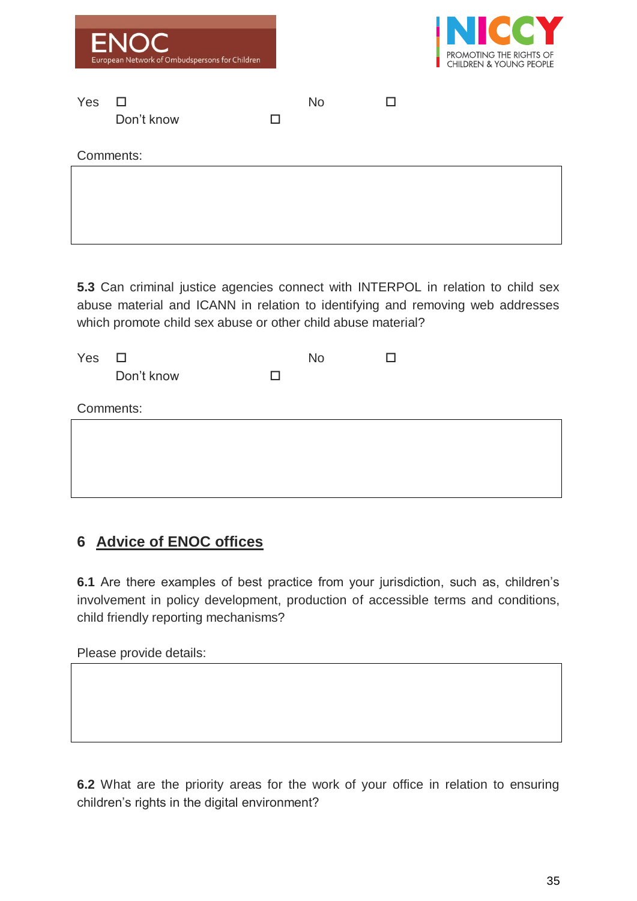Yes ☐ No ☐
Don't know ☐

Comments:

|  |
|---|
|  |

**5.3** Can criminal justice agencies connect with INTERPOL in relation to child sex abuse material and ICANN in relation to identifying and removing web addresses which promote child sex abuse or other child abuse material?

Yes ☐ No ☐
Don't know ☐

Comments:

|  |
|---|
|  |

## 6 Advice of ENOC offices

**6.1** Are there examples of best practice from your jurisdiction, such as, children's involvement in policy development, production of accessible terms and conditions, child friendly reporting mechanisms?

Please provide details:

|  |
|---|
|  |

**6.2** What are the priority areas for the work of your office in relation to ensuring children's rights in the digital environment?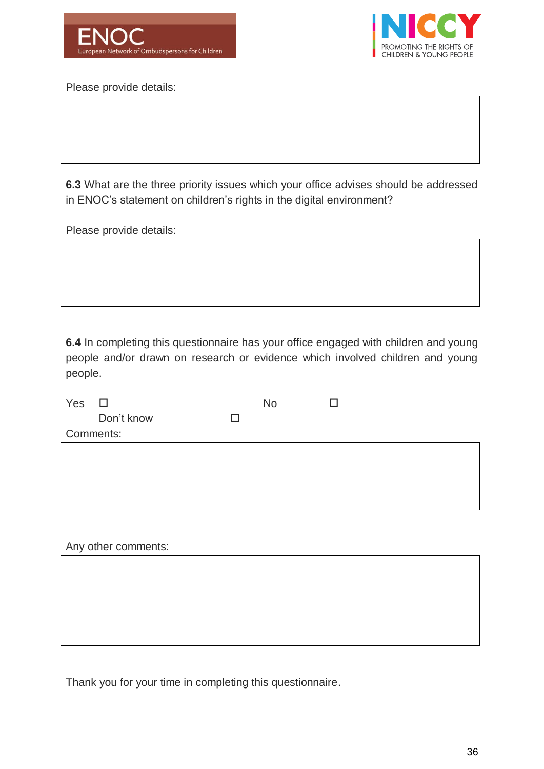Please provide details:

**6.3** What are the three priority issues which your office advises should be addressed in ENOC's statement on children's rights in the digital environment?

Please provide details:

**6.4** In completing this questionnaire has your office engaged with children and young people and/or drawn on research or evidence which involved children and young people.

Yes ☐ No ☐

Don't know ☐

Comments:

Any other comments:

Thank you for your time in completing this questionnaire.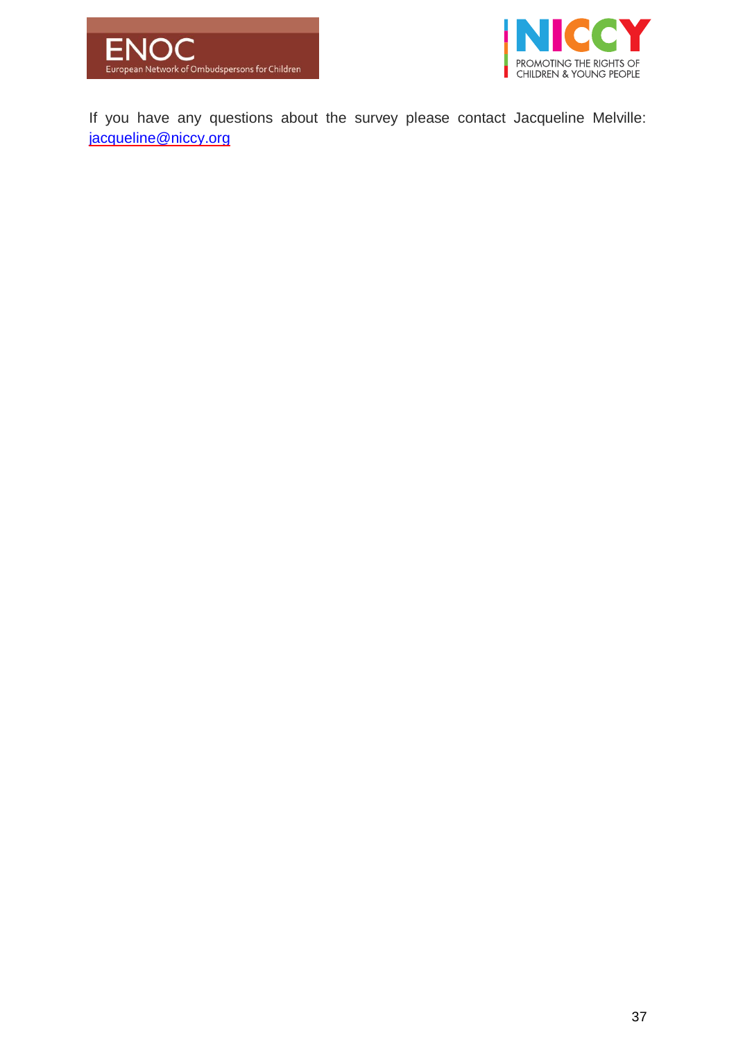If you have any questions about the survey please contact Jacqueline Melville: jacqueline@niccy.org